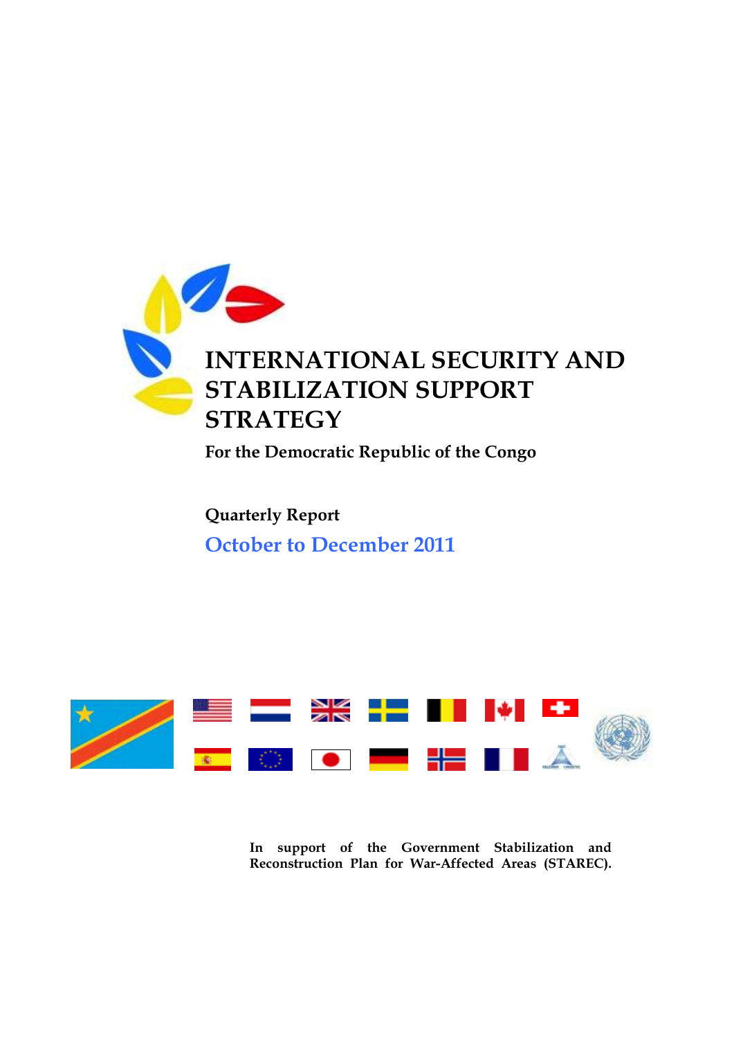# INTERNATIONAL SECURITY AND STABILIZATION SUPPORT STRATEGY

**For the Democratic Republic of the Congo**

**Quarterly Report**

**October to December 2011**

**In support of the Government Stabilization and Reconstruction Plan for War-Affected Areas (STAREC).**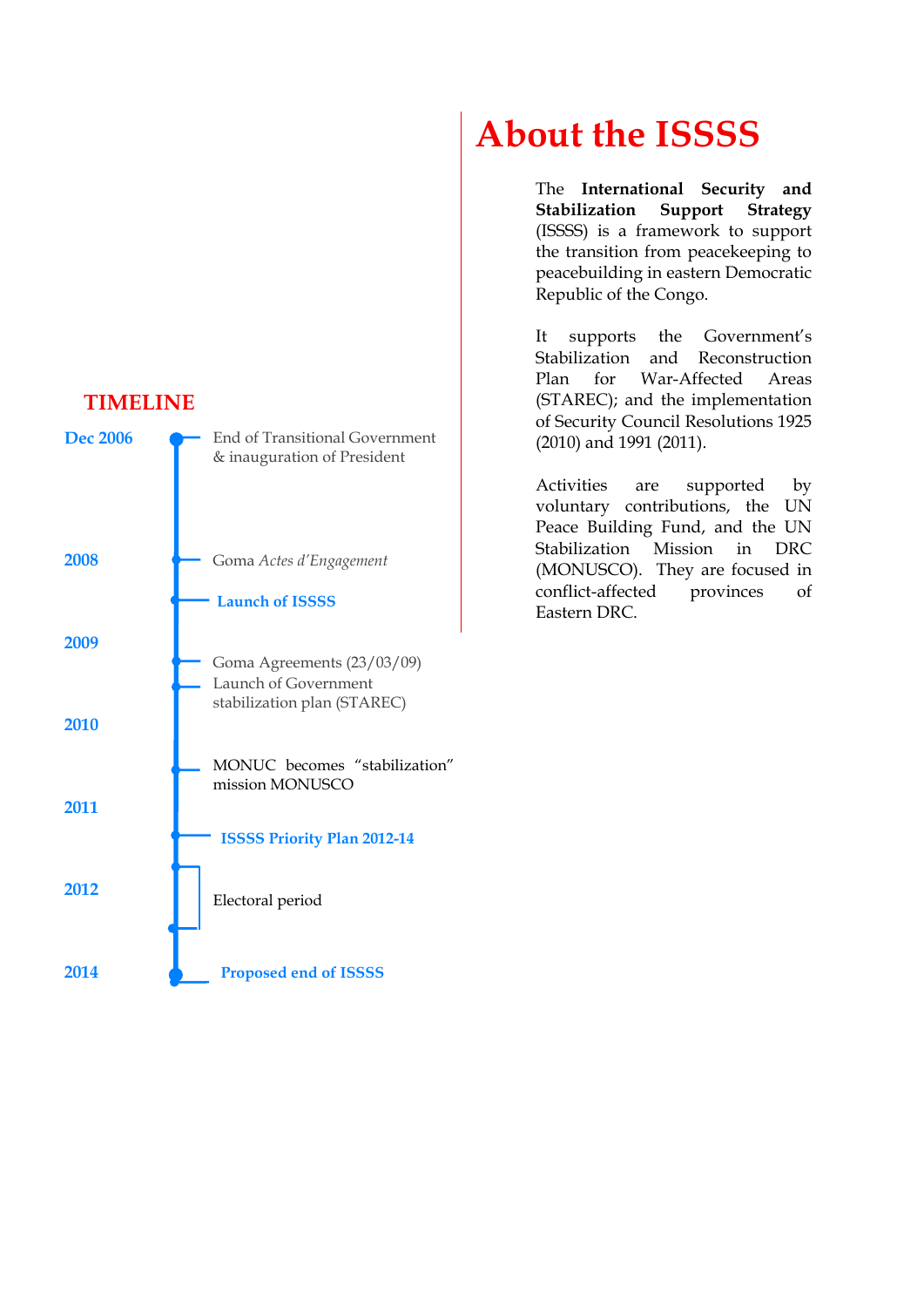## TIMELINE

**Dec 2006** — End of Transitional Government & inauguration of President

**2008** — Goma *Actes d'Engagement*

**Launch of ISSSS**

**2009** — Goma Agreements (23/03/09)

Launch of Government stabilization plan (STAREC)

**2010**

MONUC becomes "stabilization" mission MONUSCO

**2011**

**ISSSS Priority Plan 2012-14**

**2012** — Electoral period

**2014** — **Proposed end of ISSSS**

# About the ISSSS

The **International Security and Stabilization Support Strategy** (ISSSS) is a framework to support the transition from peacekeeping to peacebuilding in eastern Democratic Republic of the Congo.

It supports the Government's Stabilization and Reconstruction Plan for War-Affected Areas (STAREC); and the implementation of Security Council Resolutions 1925 (2010) and 1991 (2011).

Activities are supported by voluntary contributions, the UN Peace Building Fund, and the UN Stabilization Mission in DRC (MONUSCO). They are focused in conflict-affected provinces of Eastern DRC.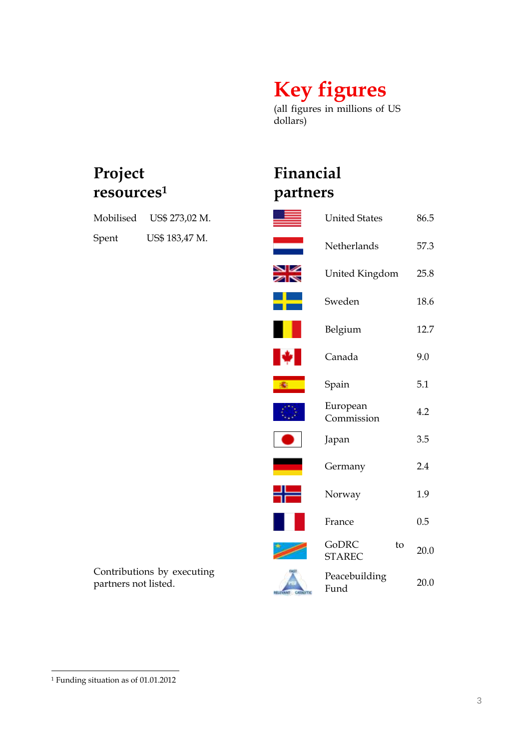# Key figures

(all figures in millions of US dollars)

## Project resources[1]

Mobilised US$ 273,02 M.

Spent US$ 183,47 M.

Contributions by executing partners not listed.

## Financial partners

| Partner | Amount |
|---|---|
| United States | 86.5 |
| Netherlands | 57.3 |
| United Kingdom | 25.8 |
| Sweden | 18.6 |
| Belgium | 12.7 |
| Canada | 9.0 |
| Spain | 5.1 |
| European Commission | 4.2 |
| Japan | 3.5 |
| Germany | 2.4 |
| Norway | 1.9 |
| France | 0.5 |
| GoDRC to STAREC | 20.0 |
| Peacebuilding Fund | 20.0 |

[1] Funding situation as of 01.01.2012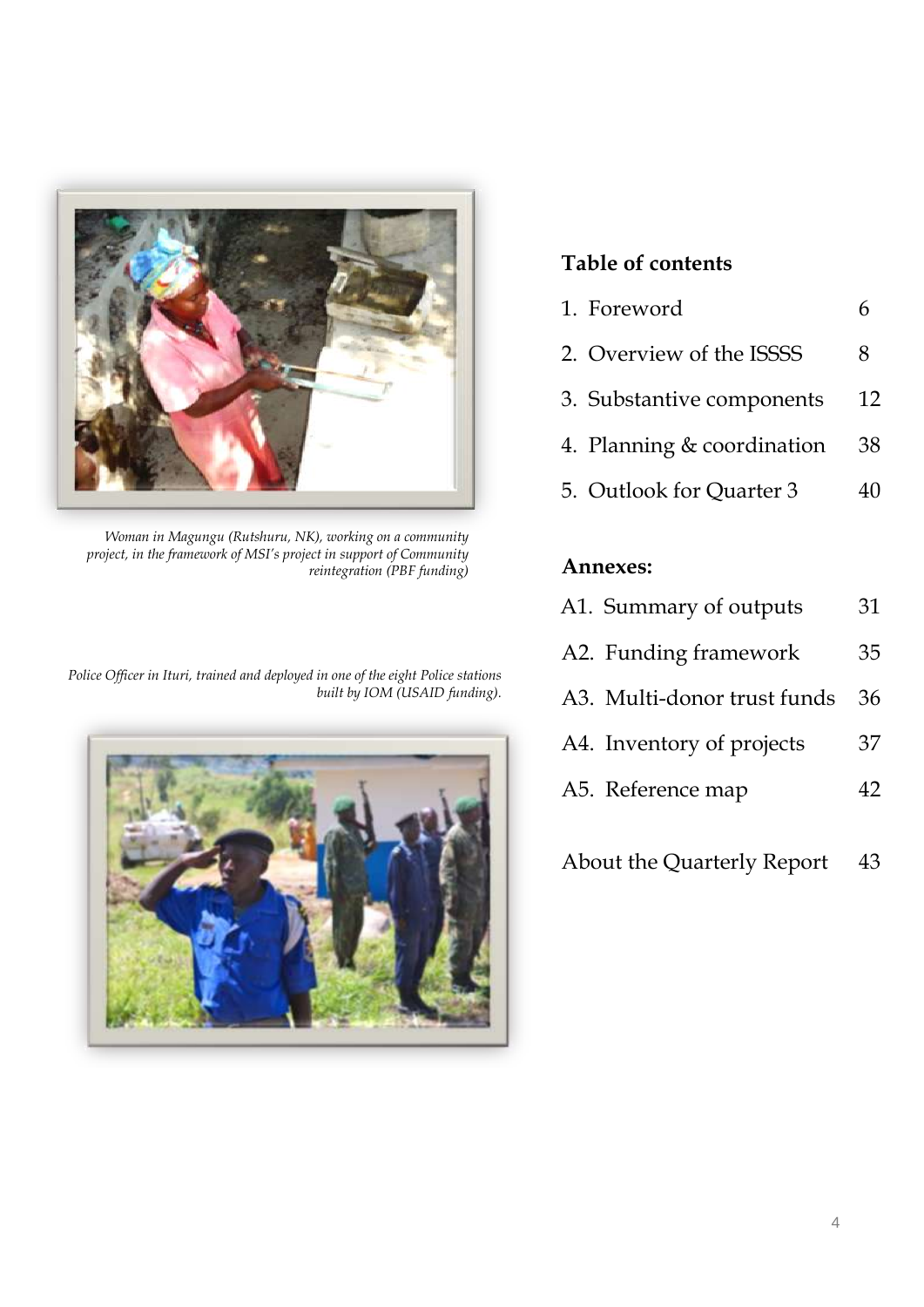*Woman in Magungu (Rutshuru, NK), working on a community project, in the framework of MSI's project in support of Community reintegration (PBF funding)*

*Police Officer in Ituri, trained and deployed in one of the eight Police stations built by IOM (USAID funding).*

## Table of contents

| | |
|---|---|
| 1. Foreword | 6 |
| 2. Overview of the ISSSS | 8 |
| 3. Substantive components | 12 |
| 4. Planning & coordination | 38 |
| 5. Outlook for Quarter 3 | 40 |

### Annexes:

| | |
|---|---|
| A1. Summary of outputs | 31 |
| A2. Funding framework | 35 |
| A3. Multi-donor trust funds | 36 |
| A4. Inventory of projects | 37 |
| A5. Reference map | 42 |

| | |
|---|---|
| About the Quarterly Report | 43 |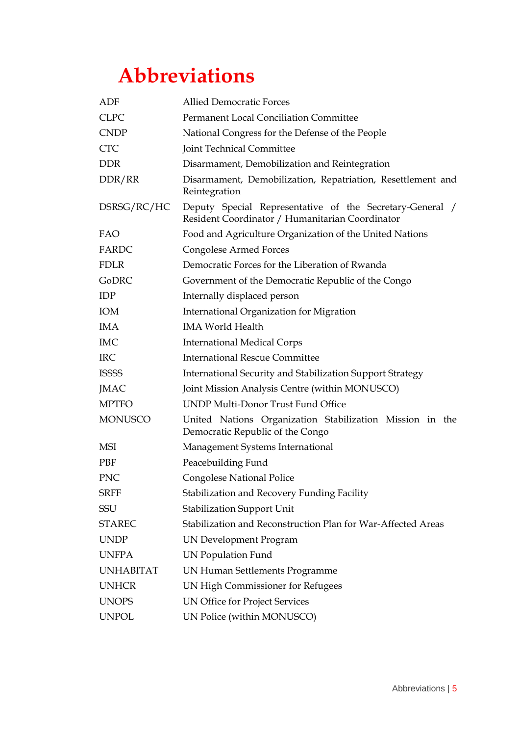# Abbreviations

| | |
|---|---|
| ADF | Allied Democratic Forces |
| CLPC | Permanent Local Conciliation Committee |
| CNDP | National Congress for the Defense of the People |
| CTC | Joint Technical Committee |
| DDR | Disarmament, Demobilization and Reintegration |
| DDR/RR | Disarmament, Demobilization, Repatriation, Resettlement and Reintegration |
| DSRSG/RC/HC | Deputy Special Representative of the Secretary-General / Resident Coordinator / Humanitarian Coordinator |
| FAO | Food and Agriculture Organization of the United Nations |
| FARDC | Congolese Armed Forces |
| FDLR | Democratic Forces for the Liberation of Rwanda |
| GoDRC | Government of the Democratic Republic of the Congo |
| IDP | Internally displaced person |
| IOM | International Organization for Migration |
| IMA | IMA World Health |
| IMC | International Medical Corps |
| IRC | International Rescue Committee |
| ISSSS | International Security and Stabilization Support Strategy |
| JMAC | Joint Mission Analysis Centre (within MONUSCO) |
| MPTFO | UNDP Multi-Donor Trust Fund Office |
| MONUSCO | United Nations Organization Stabilization Mission in the Democratic Republic of the Congo |
| MSI | Management Systems International |
| PBF | Peacebuilding Fund |
| PNC | Congolese National Police |
| SRFF | Stabilization and Recovery Funding Facility |
| SSU | Stabilization Support Unit |
| STAREC | Stabilization and Reconstruction Plan for War-Affected Areas |
| UNDP | UN Development Program |
| UNFPA | UN Population Fund |
| UNHABITAT | UN Human Settlements Programme |
| UNHCR | UN High Commissioner for Refugees |
| UNOPS | UN Office for Project Services |
| UNPOL | UN Police (within MONUSCO) |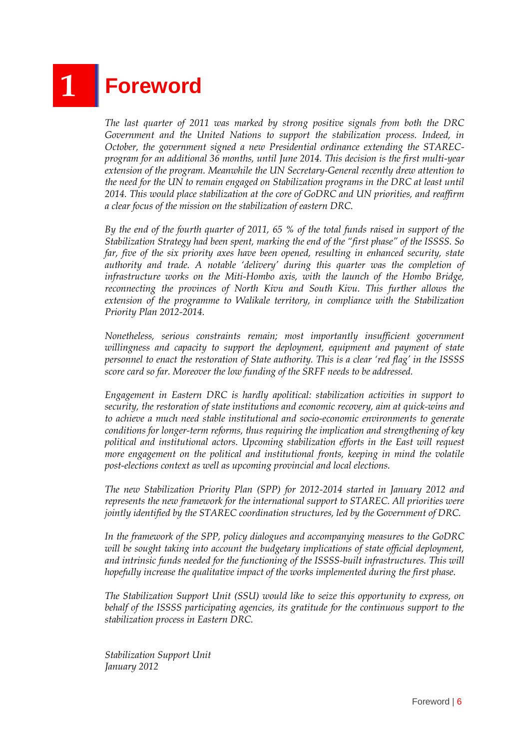# 1 Foreword

*The last quarter of 2011 was marked by strong positive signals from both the DRC Government and the United Nations to support the stabilization process. Indeed, in October, the government signed a new Presidential ordinance extending the STAREC-program for an additional 36 months, until June 2014. This decision is the first multi-year extension of the program. Meanwhile the UN Secretary-General recently drew attention to the need for the UN to remain engaged on Stabilization programs in the DRC at least until 2014. This would place stabilization at the core of GoDRC and UN priorities, and reaffirm a clear focus of the mission on the stabilization of eastern DRC.*

*By the end of the fourth quarter of 2011, 65 % of the total funds raised in support of the Stabilization Strategy had been spent, marking the end of the "first phase" of the ISSSS. So far, five of the six priority axes have been opened, resulting in enhanced security, state authority and trade. A notable 'delivery' during this quarter was the completion of infrastructure works on the Miti-Hombo axis, with the launch of the Hombo Bridge, reconnecting the provinces of North Kivu and South Kivu. This further allows the extension of the programme to Walikale territory, in compliance with the Stabilization Priority Plan 2012-2014.*

*Nonetheless, serious constraints remain; most importantly insufficient government willingness and capacity to support the deployment, equipment and payment of state personnel to enact the restoration of State authority. This is a clear 'red flag' in the ISSSS score card so far. Moreover the low funding of the SRFF needs to be addressed.*

*Engagement in Eastern DRC is hardly apolitical: stabilization activities in support to security, the restoration of state institutions and economic recovery, aim at quick-wins and to achieve a much need stable institutional and socio-economic environments to generate conditions for longer-term reforms, thus requiring the implication and strengthening of key political and institutional actors. Upcoming stabilization efforts in the East will request more engagement on the political and institutional fronts, keeping in mind the volatile post-elections context as well as upcoming provincial and local elections.*

*The new Stabilization Priority Plan (SPP) for 2012-2014 started in January 2012 and represents the new framework for the international support to STAREC. All priorities were jointly identified by the STAREC coordination structures, led by the Government of DRC.*

*In the framework of the SPP, policy dialogues and accompanying measures to the GoDRC will be sought taking into account the budgetary implications of state official deployment, and intrinsic funds needed for the functioning of the ISSSS-built infrastructures. This will hopefully increase the qualitative impact of the works implemented during the first phase.*

*The Stabilization Support Unit (SSU) would like to seize this opportunity to express, on behalf of the ISSSS participating agencies, its gratitude for the continuous support to the stabilization process in Eastern DRC.*

*Stabilization Support Unit*
*January 2012*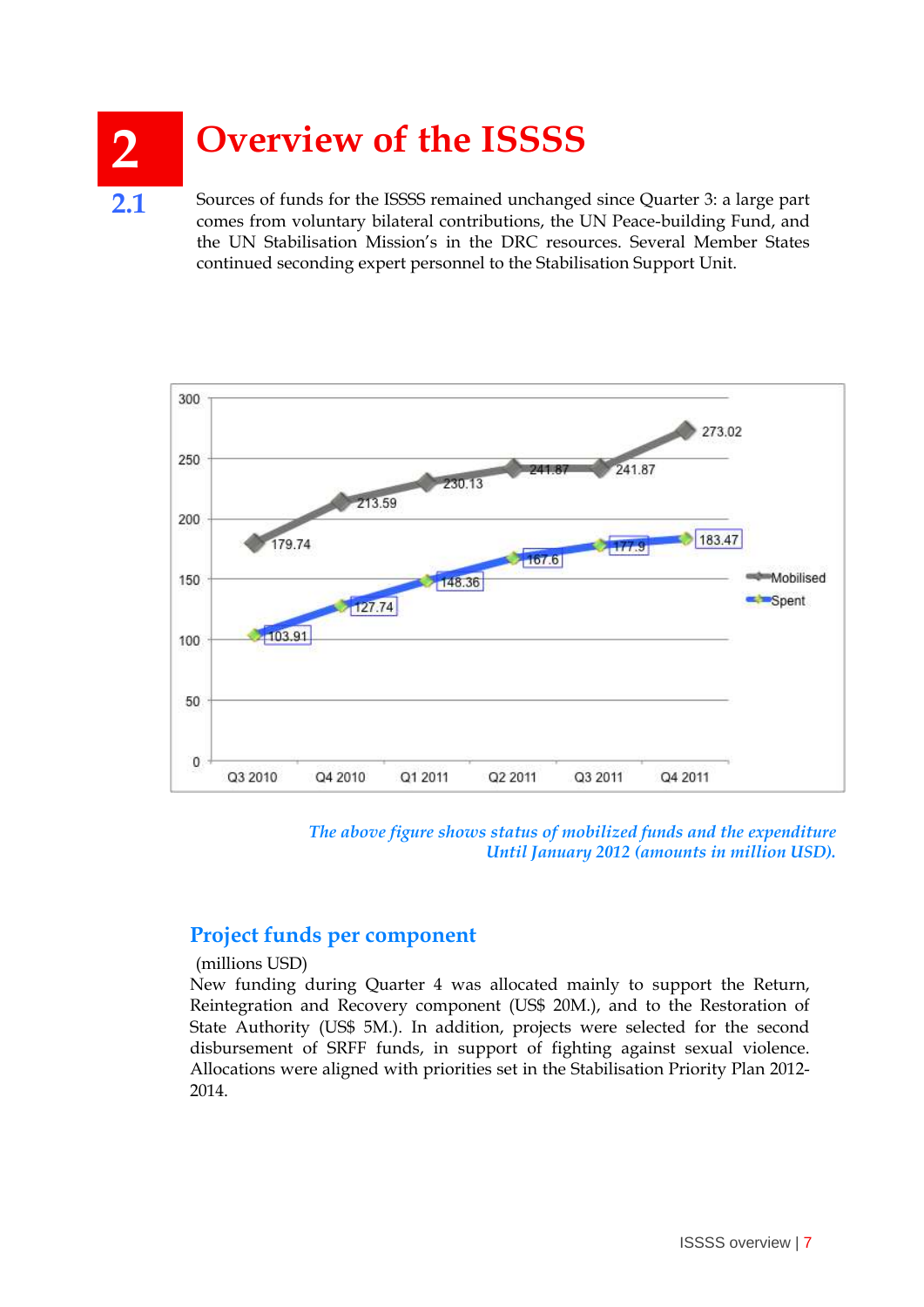# 2 Overview of the ISSSS

## 2.1

Sources of funds for the ISSSS remained unchanged since Quarter 3: a large part comes from voluntary bilateral contributions, the UN Peace-building Fund, and the UN Stabilisation Mission's in the DRC resources. Several Member States continued seconding expert personnel to the Stabilisation Support Unit.

| | Q3 2010 | Q4 2010 | Q1 2011 | Q2 2011 | Q3 2011 | Q4 2011 |
|---|---|---|---|---|---|---|
| Mobilised | 179.74 | 213.59 | 230.13 | 241.87 | 241.87 | 273.02 |
| Spent | 103.91 | 127.74 | 148.36 | 167.6 | 177.9 | 183.47 |

*The above figure shows status of mobilized funds and the expenditure Until January 2012 (amounts in million USD).*

### Project funds per component

(millions USD)

New funding during Quarter 4 was allocated mainly to support the Return, Reintegration and Recovery component (US$ 20M.), and to the Restoration of State Authority (US$ 5M.). In addition, projects were selected for the second disbursement of SRFF funds, in support of fighting against sexual violence. Allocations were aligned with priorities set in the Stabilisation Priority Plan 2012-2014.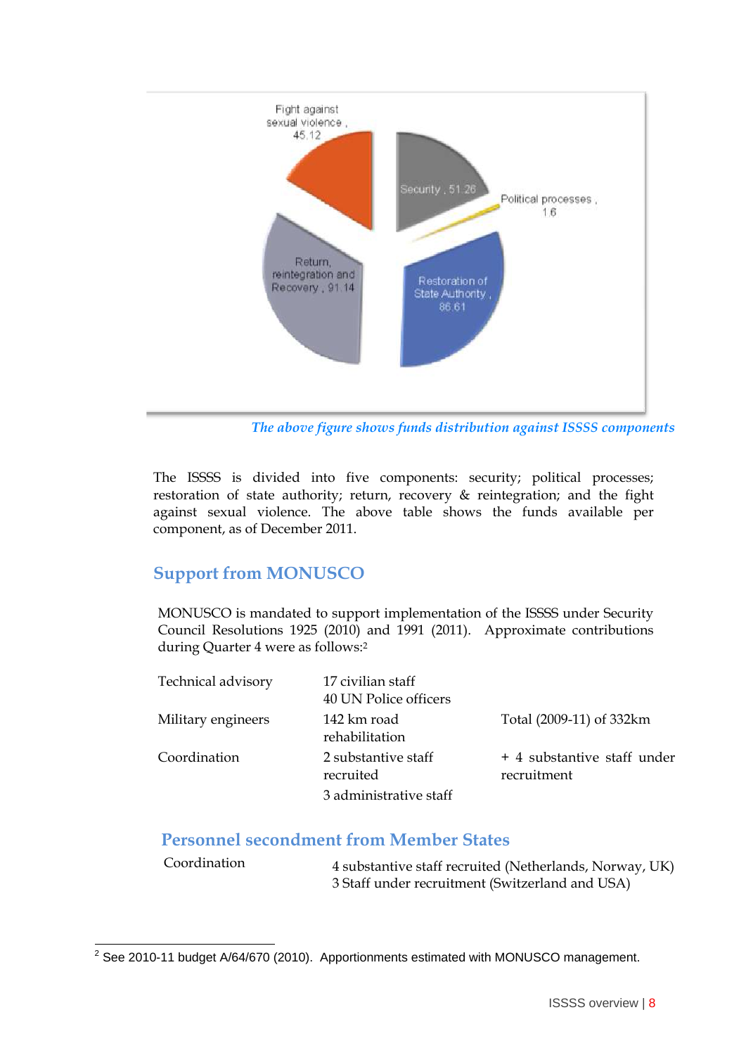Fight against sexual violence , 45.12

Security , 51.26

Political processes , 1.6

Restoration of State Authority , 86.61

Return, reintegration and Recovery , 91.14

*The above figure shows funds distribution against ISSSS components*

The ISSSS is divided into five components: security; political processes; restoration of state authority; return, recovery & reintegration; and the fight against sexual violence. The above table shows the funds available per component, as of December 2011.

## Support from MONUSCO

MONUSCO is mandated to support implementation of the ISSSS under Security Council Resolutions 1925 (2010) and 1991 (2011). Approximate contributions during Quarter 4 were as follows:[2]

| | | |
|---|---|---|
| Technical advisory | 17 civilian staff<br>40 UN Police officers | |
| Military engineers | 142 km road rehabilitation | Total (2009-11) of 332km |
| Coordination | 2 substantive staff recruited<br>3 administrative staff | + 4 substantive staff under recruitment |

## Personnel secondment from Member States

| | |
|---|---|
| Coordination | 4 substantive staff recruited (Netherlands, Norway, UK)<br>3 Staff under recruitment (Switzerland and USA) |

[2] See 2010-11 budget A/64/670 (2010). Apportionments estimated with MONUSCO management.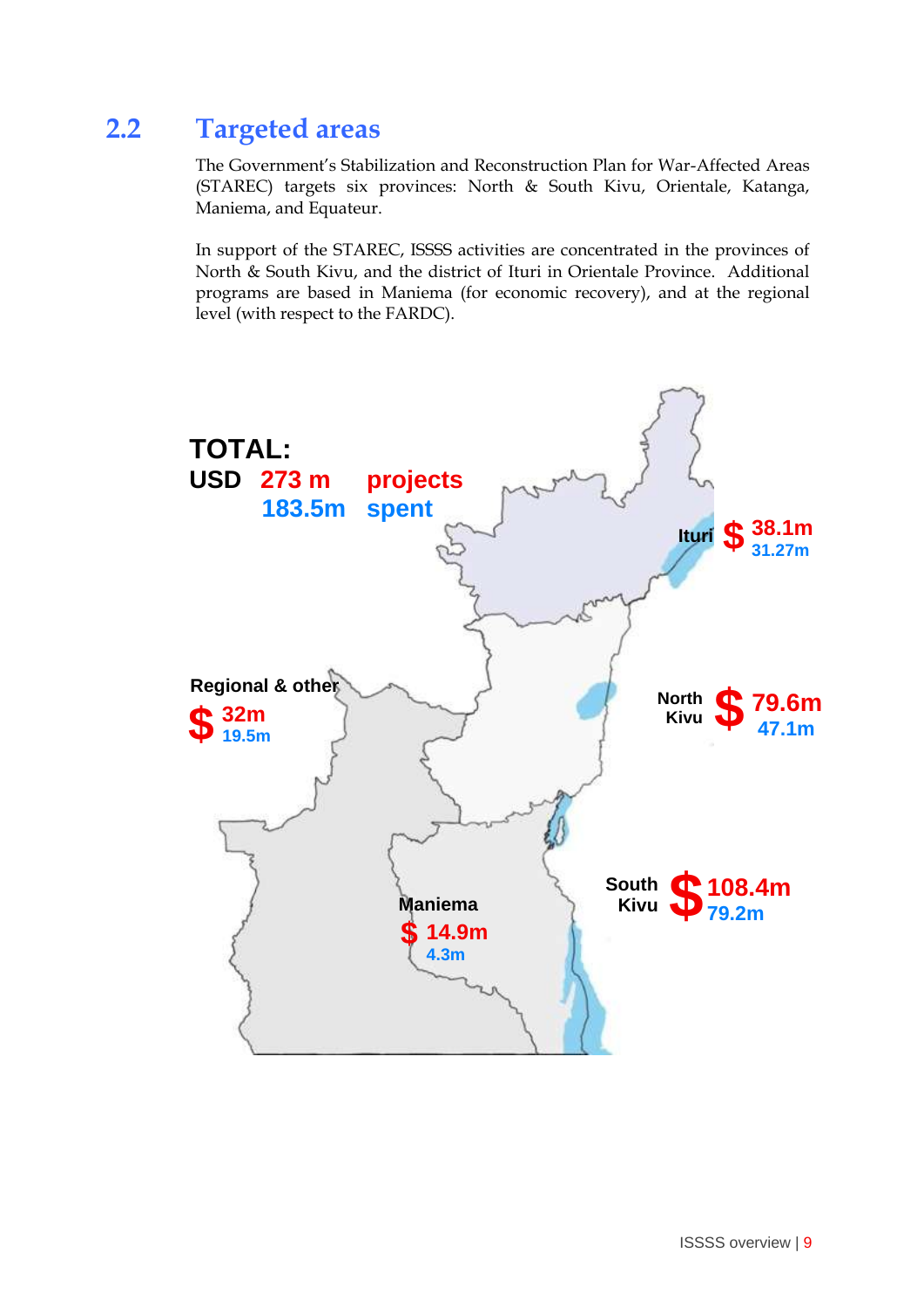## 2.2 Targeted areas

The Government's Stabilization and Reconstruction Plan for War-Affected Areas (STAREC) targets six provinces: North & South Kivu, Orientale, Katanga, Maniema, and Equateur.

In support of the STAREC, ISSSS activities are concentrated in the provinces of North & South Kivu, and the district of Ituri in Orientale Province. Additional programs are based in Maniema (for economic recovery), and at the regional level (with respect to the FARDC).

**TOTAL:**
**USD 273 m projects**
**183.5m spent**

| Area | Projects | Spent |
|---|---|---|
| Ituri | $ 38.1m | 31.27m |
| North Kivu | $ 79.6m | 47.1m |
| South Kivu | $ 108.4m | 79.2m |
| Maniema | $ 14.9m | 4.3m |
| Regional & other | $ 32m | 19.5m |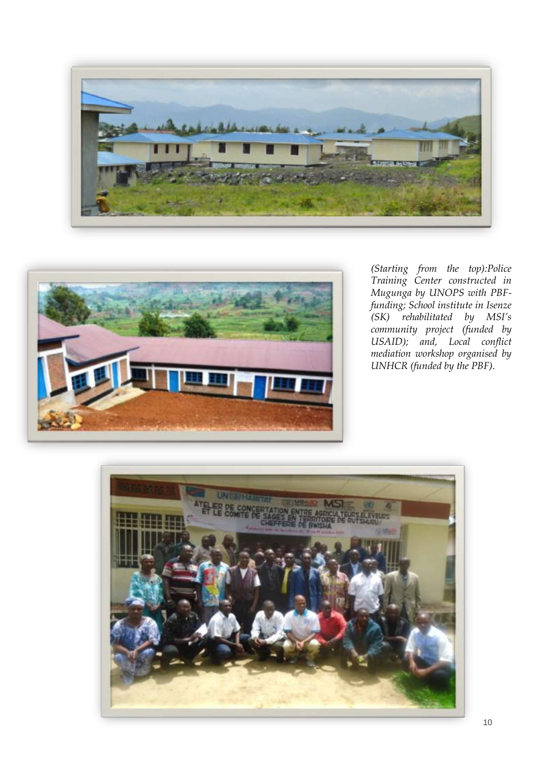*(Starting from the top):Police Training Center constructed in Mugunga by UNOPS with PBF-funding; School institute in Isenze (SK) rehabilitated by MSI's community project (funded by USAID); and, Local conflict mediation workshop organised by UNHCR (funded by the PBF).*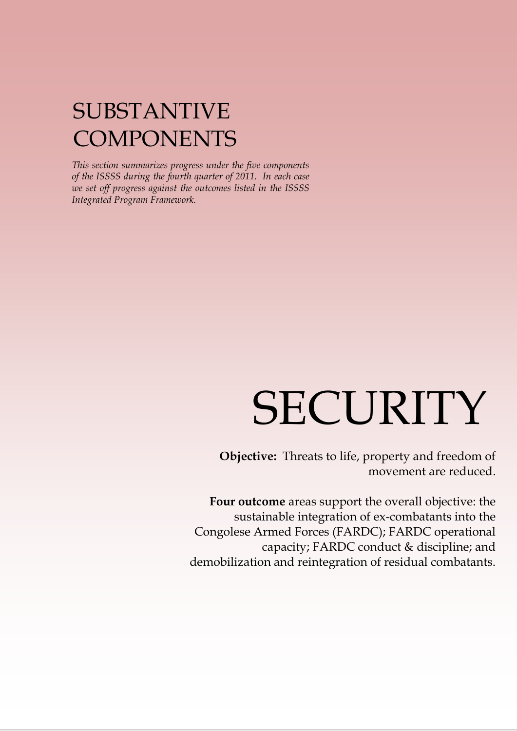# SUBSTANTIVE COMPONENTS

*This section summarizes progress under the five components of the ISSSS during the fourth quarter of 2011. In each case we set off progress against the outcomes listed in the ISSSS Integrated Program Framework.*

# SECURITY

**Objective:** Threats to life, property and freedom of movement are reduced.

**Four outcome** areas support the overall objective: the sustainable integration of ex-combatants into the Congolese Armed Forces (FARDC); FARDC operational capacity; FARDC conduct & discipline; and demobilization and reintegration of residual combatants.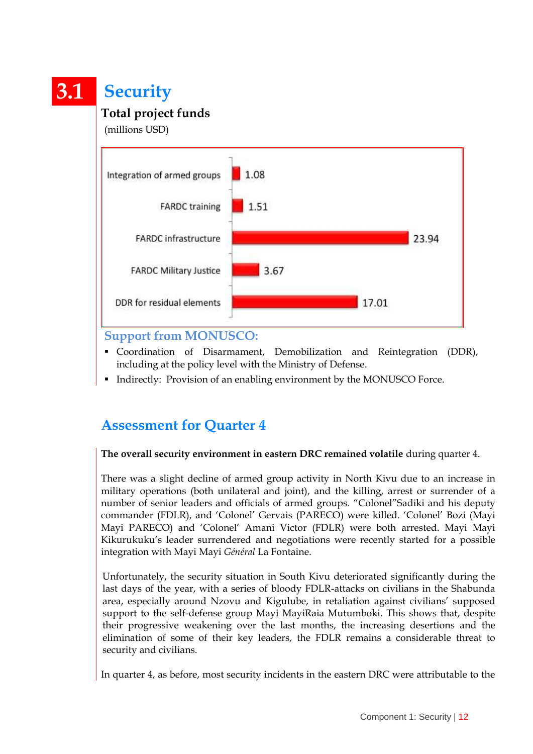## 3.1 Security

**Total project funds**

(millions USD)

| Project | Funds |
|---|---|
| Integration of armed groups | 1.08 |
| FARDC training | 1.51 |
| FARDC infrastructure | 23.94 |
| FARDC Military Justice | 3.67 |
| DDR for residual elements | 17.01 |

### Support from MONUSCO:

- Coordination of Disarmament, Demobilization and Reintegration (DDR), including at the policy level with the Ministry of Defense.
- Indirectly: Provision of an enabling environment by the MONUSCO Force.

## Assessment for Quarter 4

**The overall security environment in eastern DRC remained volatile** during quarter 4.

There was a slight decline of armed group activity in North Kivu due to an increase in military operations (both unilateral and joint), and the killing, arrest or surrender of a number of senior leaders and officials of armed groups. "Colonel"Sadiki and his deputy commander (FDLR), and 'Colonel' Gervais (PARECO) were killed. 'Colonel' Bozi (Mayi Mayi PARECO) and 'Colonel' Amani Victor (FDLR) were both arrested. Mayi Mayi Kikurukuku's leader surrendered and negotiations were recently started for a possible integration with Mayi Mayi *Général* La Fontaine.

Unfortunately, the security situation in South Kivu deteriorated significantly during the last days of the year, with a series of bloody FDLR-attacks on civilians in the Shabunda area, especially around Nzovu and Kigulube, in retaliation against civilians' supposed support to the self-defense group Mayi MayiRaia Mutumboki. This shows that, despite their progressive weakening over the last months, the increasing desertions and the elimination of some of their key leaders, the FDLR remains a considerable threat to security and civilians.

In quarter 4, as before, most security incidents in the eastern DRC were attributable to the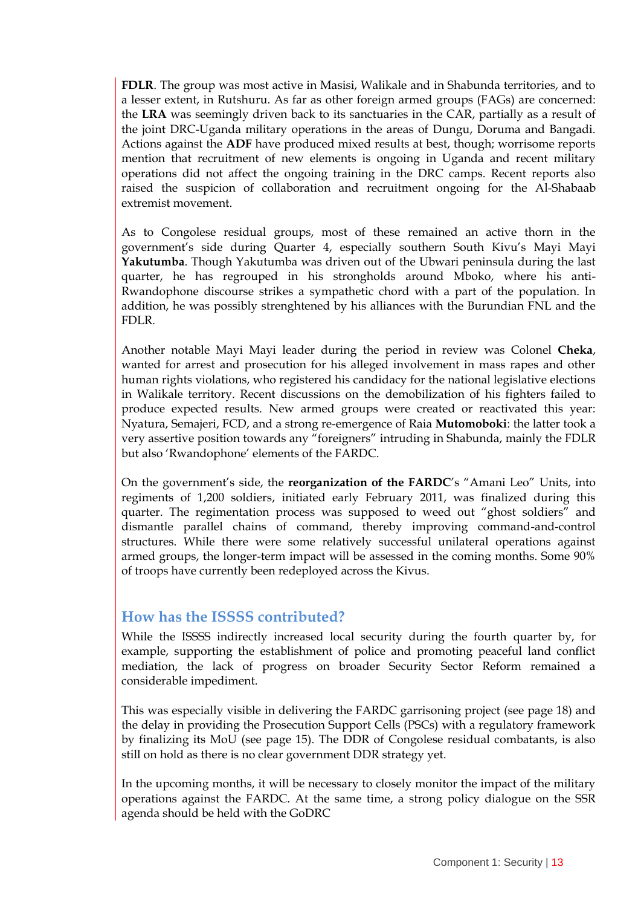**FDLR**. The group was most active in Masisi, Walikale and in Shabunda territories, and to a lesser extent, in Rutshuru. As far as other foreign armed groups (FAGs) are concerned: the **LRA** was seemingly driven back to its sanctuaries in the CAR, partially as a result of the joint DRC-Uganda military operations in the areas of Dungu, Doruma and Bangadi. Actions against the **ADF** have produced mixed results at best, though; worrisome reports mention that recruitment of new elements is ongoing in Uganda and recent military operations did not affect the ongoing training in the DRC camps. Recent reports also raised the suspicion of collaboration and recruitment ongoing for the Al-Shabaab extremist movement.

As to Congolese residual groups, most of these remained an active thorn in the government's side during Quarter 4, especially southern South Kivu's Mayi Mayi **Yakutumba**. Though Yakutumba was driven out of the Ubwari peninsula during the last quarter, he has regrouped in his strongholds around Mboko, where his anti-Rwandophone discourse strikes a sympathetic chord with a part of the population. In addition, he was possibly strenghtened by his alliances with the Burundian FNL and the FDLR.

Another notable Mayi Mayi leader during the period in review was Colonel **Cheka**, wanted for arrest and prosecution for his alleged involvement in mass rapes and other human rights violations, who registered his candidacy for the national legislative elections in Walikale territory. Recent discussions on the demobilization of his fighters failed to produce expected results. New armed groups were created or reactivated this year: Nyatura, Semajeri, FCD, and a strong re-emergence of Raia **Mutomoboki**: the latter took a very assertive position towards any "foreigners" intruding in Shabunda, mainly the FDLR but also 'Rwandophone' elements of the FARDC.

On the government's side, the **reorganization of the FARDC**'s "Amani Leo" Units, into regiments of 1,200 soldiers, initiated early February 2011, was finalized during this quarter. The regimentation process was supposed to weed out "ghost soldiers" and dismantle parallel chains of command, thereby improving command-and-control structures. While there were some relatively successful unilateral operations against armed groups, the longer-term impact will be assessed in the coming months. Some 90% of troops have currently been redeployed across the Kivus.

## How has the ISSSS contributed?

While the ISSSS indirectly increased local security during the fourth quarter by, for example, supporting the establishment of police and promoting peaceful land conflict mediation, the lack of progress on broader Security Sector Reform remained a considerable impediment.

This was especially visible in delivering the FARDC garrisoning project (see page 18) and the delay in providing the Prosecution Support Cells (PSCs) with a regulatory framework by finalizing its MoU (see page 15). The DDR of Congolese residual combatants, is also still on hold as there is no clear government DDR strategy yet.

In the upcoming months, it will be necessary to closely monitor the impact of the military operations against the FARDC. At the same time, a strong policy dialogue on the SSR agenda should be held with the GoDRC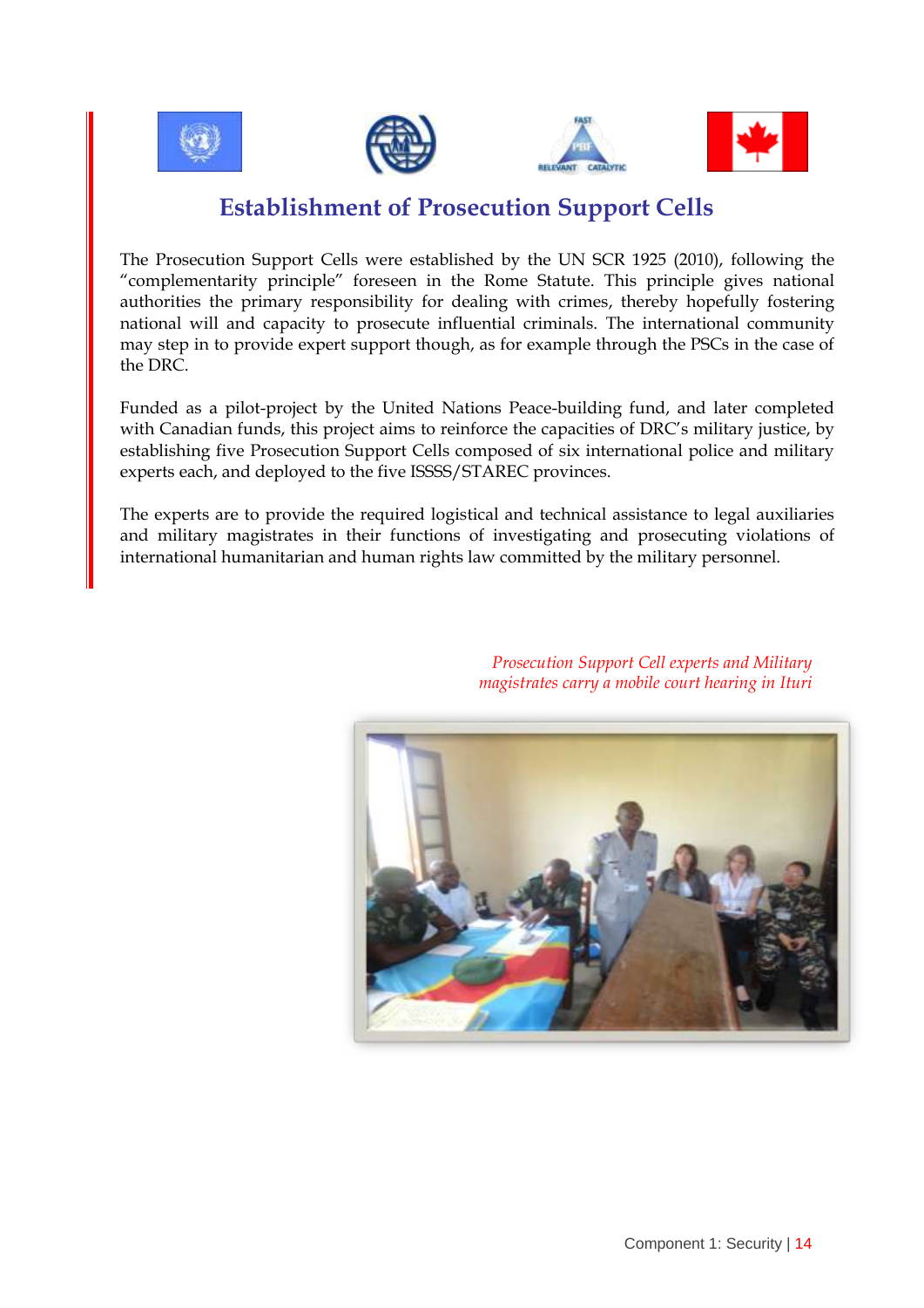## Establishment of Prosecution Support Cells

The Prosecution Support Cells were established by the UN SCR 1925 (2010), following the "complementarity principle" foreseen in the Rome Statute. This principle gives national authorities the primary responsibility for dealing with crimes, thereby hopefully fostering national will and capacity to prosecute influential criminals. The international community may step in to provide expert support though, as for example through the PSCs in the case of the DRC.

Funded as a pilot-project by the United Nations Peace-building fund, and later completed with Canadian funds, this project aims to reinforce the capacities of DRC's military justice, by establishing five Prosecution Support Cells composed of six international police and military experts each, and deployed to the five ISSSS/STAREC provinces.

The experts are to provide the required logistical and technical assistance to legal auxiliaries and military magistrates in their functions of investigating and prosecuting violations of international humanitarian and human rights law committed by the military personnel.

*Prosecution Support Cell experts and Military magistrates carry a mobile court hearing in Ituri*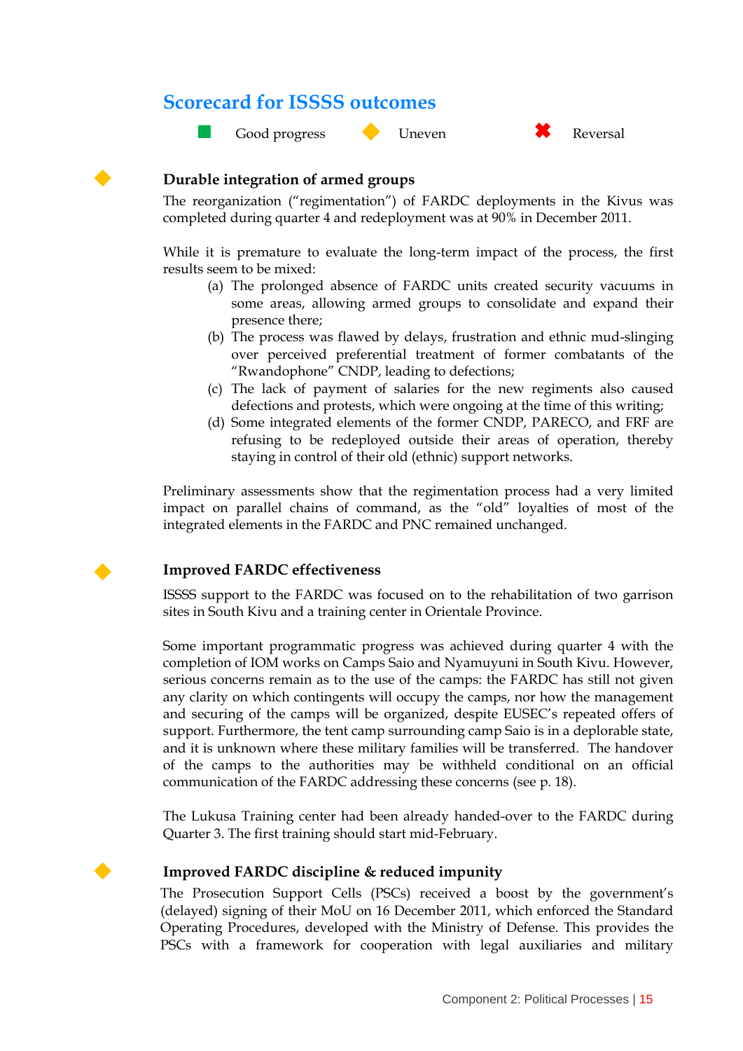## Scorecard for ISSSS outcomes

■ Good progress ◆ Uneven ✖ Reversal

### ◆ Durable integration of armed groups

The reorganization ("regimentation") of FARDC deployments in the Kivus was completed during quarter 4 and redeployment was at 90% in December 2011.

While it is premature to evaluate the long-term impact of the process, the first results seem to be mixed:

(a) The prolonged absence of FARDC units created security vacuums in some areas, allowing armed groups to consolidate and expand their presence there;
(b) The process was flawed by delays, frustration and ethnic mud-slinging over perceived preferential treatment of former combatants of the "Rwandophone" CNDP, leading to defections;
(c) The lack of payment of salaries for the new regiments also caused defections and protests, which were ongoing at the time of this writing;
(d) Some integrated elements of the former CNDP, PARECO, and FRF are refusing to be redeployed outside their areas of operation, thereby staying in control of their old (ethnic) support networks.

Preliminary assessments show that the regimentation process had a very limited impact on parallel chains of command, as the "old" loyalties of most of the integrated elements in the FARDC and PNC remained unchanged.

### ◆ Improved FARDC effectiveness

ISSSS support to the FARDC was focused on to the rehabilitation of two garrison sites in South Kivu and a training center in Orientale Province.

Some important programmatic progress was achieved during quarter 4 with the completion of IOM works on Camps Saio and Nyamuyuni in South Kivu. However, serious concerns remain as to the use of the camps: the FARDC has still not given any clarity on which contingents will occupy the camps, nor how the management and securing of the camps will be organized, despite EUSEC's repeated offers of support. Furthermore, the tent camp surrounding camp Saio is in a deplorable state, and it is unknown where these military families will be transferred. The handover of the camps to the authorities may be withheld conditional on an official communication of the FARDC addressing these concerns (see p. 18).

The Lukusa Training center had been already handed-over to the FARDC during Quarter 3. The first training should start mid-February.

### ◆ Improved FARDC discipline & reduced impunity

The Prosecution Support Cells (PSCs) received a boost by the government's (delayed) signing of their MoU on 16 December 2011, which enforced the Standard Operating Procedures, developed with the Ministry of Defense. This provides the PSCs with a framework for cooperation with legal auxiliaries and military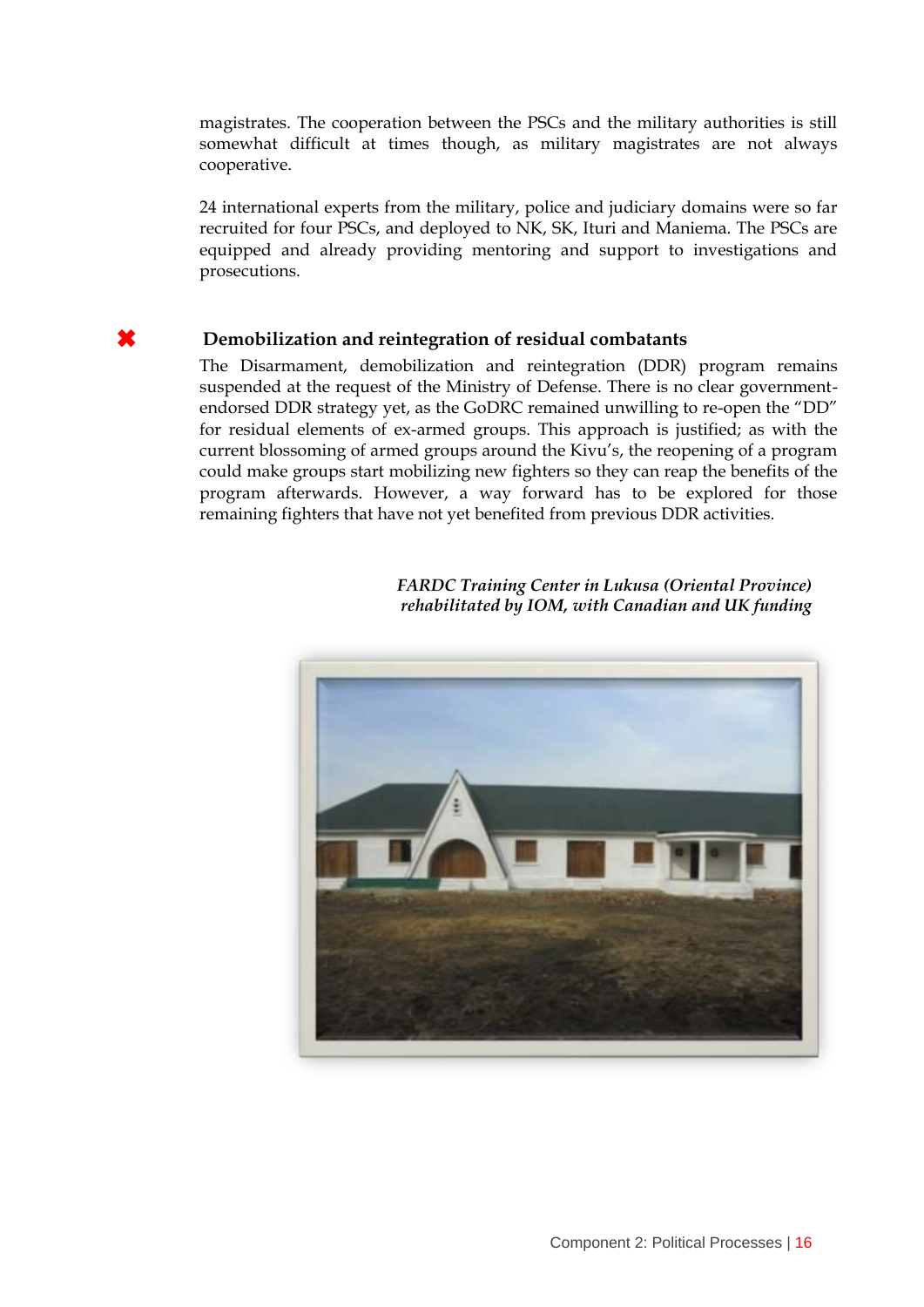magistrates. The cooperation between the PSCs and the military authorities is still somewhat difficult at times though, as military magistrates are not always cooperative.

24 international experts from the military, police and judiciary domains were so far recruited for four PSCs, and deployed to NK, SK, Ituri and Maniema. The PSCs are equipped and already providing mentoring and support to investigations and prosecutions.

### ✖ Demobilization and reintegration of residual combatants

The Disarmament, demobilization and reintegration (DDR) program remains suspended at the request of the Ministry of Defense. There is no clear government-endorsed DDR strategy yet, as the GoDRC remained unwilling to re-open the "DD" for residual elements of ex-armed groups. This approach is justified; as with the current blossoming of armed groups around the Kivu's, the reopening of a program could make groups start mobilizing new fighters so they can reap the benefits of the program afterwards. However, a way forward has to be explored for those remaining fighters that have not yet benefited from previous DDR activities.

*FARDC Training Center in Lukusa (Oriental Province) rehabilitated by IOM, with Canadian and UK funding*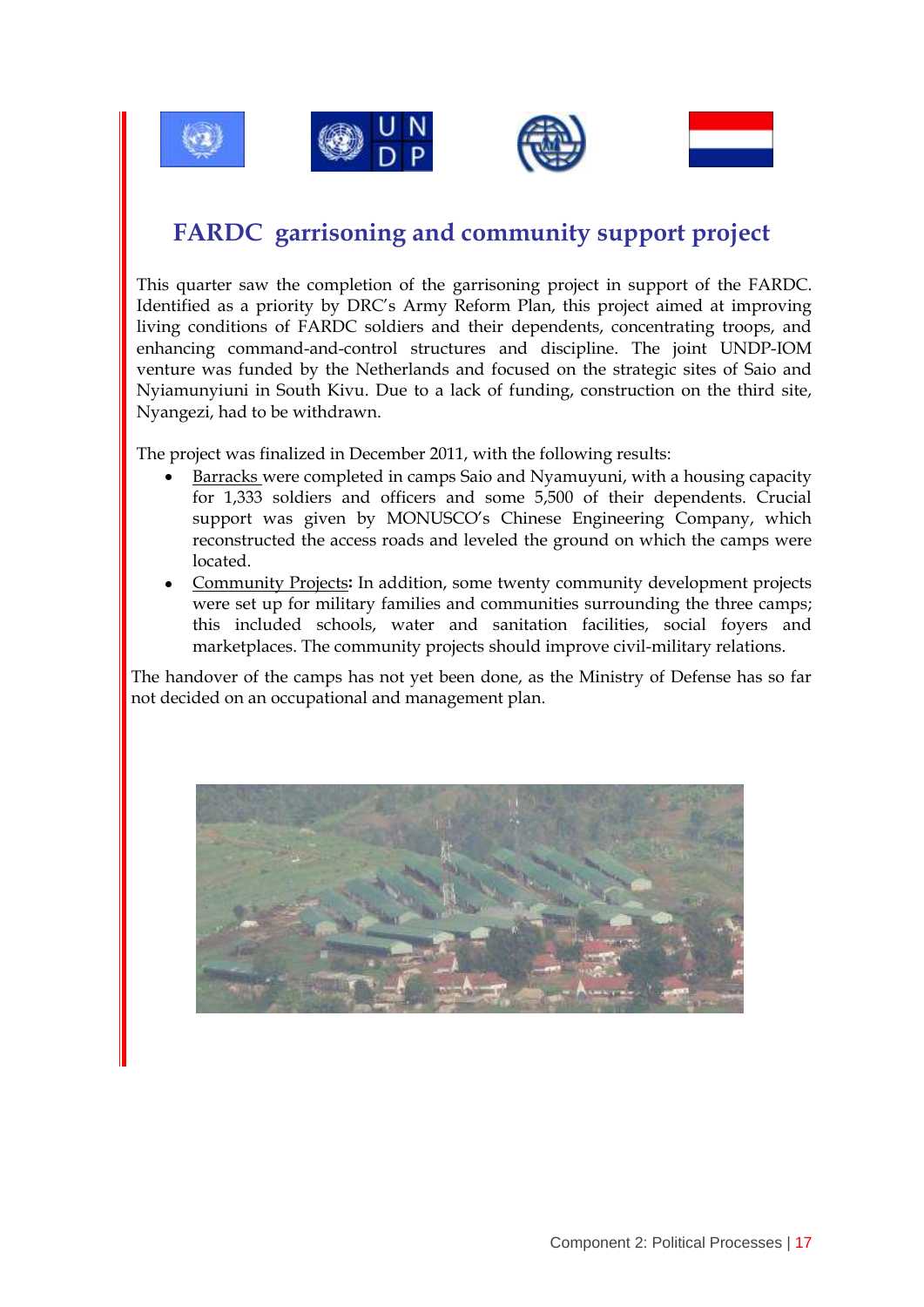## FARDC garrisoning and community support project

This quarter saw the completion of the garrisoning project in support of the FARDC. Identified as a priority by DRC's Army Reform Plan, this project aimed at improving living conditions of FARDC soldiers and their dependents, concentrating troops, and enhancing command-and-control structures and discipline. The joint UNDP-IOM venture was funded by the Netherlands and focused on the strategic sites of Saio and Nyiamunyiuni in South Kivu. Due to a lack of funding, construction on the third site, Nyangezi, had to be withdrawn.

The project was finalized in December 2011, with the following results:

- Barracks were completed in camps Saio and Nyamuyuni, with a housing capacity for 1,333 soldiers and officers and some 5,500 of their dependents. Crucial support was given by MONUSCO's Chinese Engineering Company, which reconstructed the access roads and leveled the ground on which the camps were located.
- Community Projects**:** In addition, some twenty community development projects were set up for military families and communities surrounding the three camps; this included schools, water and sanitation facilities, social foyers and marketplaces. The community projects should improve civil-military relations.

The handover of the camps has not yet been done, as the Ministry of Defense has so far not decided on an occupational and management plan.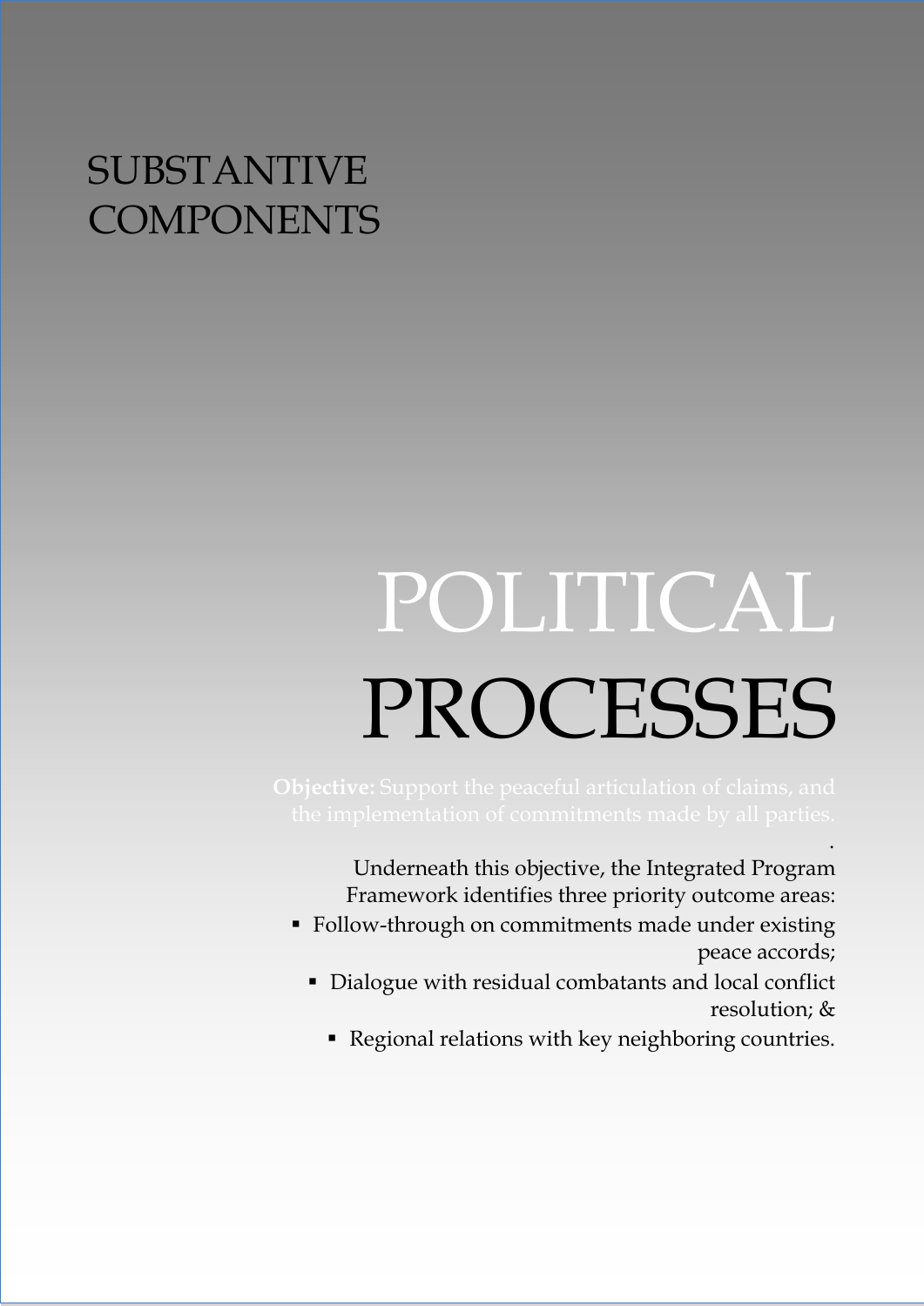# SUBSTANTIVE COMPONENTS

# POLITICAL PROCESSES

**Objective:** Support the peaceful articulation of claims, and the implementation of commitments made by all parties.

.

Underneath this objective, the Integrated Program Framework identifies three priority outcome areas:

- Follow-through on commitments made under existing peace accords;
- Dialogue with residual combatants and local conflict resolution; &
- Regional relations with key neighboring countries.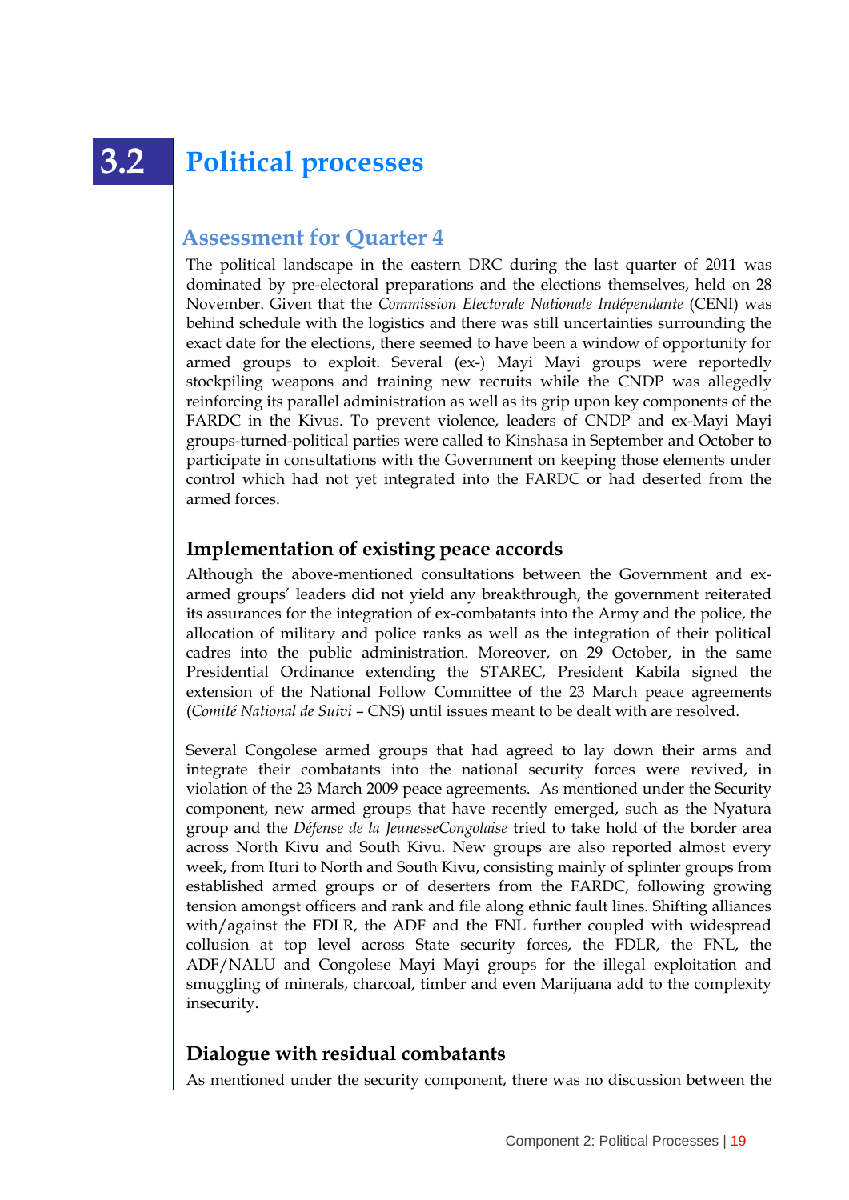# 3.2 Political processes

## Assessment for Quarter 4

The political landscape in the eastern DRC during the last quarter of 2011 was dominated by pre-electoral preparations and the elections themselves, held on 28 November. Given that the *Commission Electorale Nationale Indépendante* (CENI) was behind schedule with the logistics and there was still uncertainties surrounding the exact date for the elections, there seemed to have been a window of opportunity for armed groups to exploit. Several (ex-) Mayi Mayi groups were reportedly stockpiling weapons and training new recruits while the CNDP was allegedly reinforcing its parallel administration as well as its grip upon key components of the FARDC in the Kivus. To prevent violence, leaders of CNDP and ex-Mayi Mayi groups-turned-political parties were called to Kinshasa in September and October to participate in consultations with the Government on keeping those elements under control which had not yet integrated into the FARDC or had deserted from the armed forces.

### Implementation of existing peace accords

Although the above-mentioned consultations between the Government and ex-armed groups' leaders did not yield any breakthrough, the government reiterated its assurances for the integration of ex-combatants into the Army and the police, the allocation of military and police ranks as well as the integration of their political cadres into the public administration. Moreover, on 29 October, in the same Presidential Ordinance extending the STAREC, President Kabila signed the extension of the National Follow Committee of the 23 March peace agreements (*Comité National de Suivi* – CNS) until issues meant to be dealt with are resolved.

Several Congolese armed groups that had agreed to lay down their arms and integrate their combatants into the national security forces were revived, in violation of the 23 March 2009 peace agreements. As mentioned under the Security component, new armed groups that have recently emerged, such as the Nyatura group and the *Défense de la JeunesseCongolaise* tried to take hold of the border area across North Kivu and South Kivu. New groups are also reported almost every week, from Ituri to North and South Kivu, consisting mainly of splinter groups from established armed groups or of deserters from the FARDC, following growing tension amongst officers and rank and file along ethnic fault lines. Shifting alliances with/against the FDLR, the ADF and the FNL further coupled with widespread collusion at top level across State security forces, the FDLR, the FNL, the ADF/NALU and Congolese Mayi Mayi groups for the illegal exploitation and smuggling of minerals, charcoal, timber and even Marijuana add to the complexity insecurity.

### Dialogue with residual combatants

As mentioned under the security component, there was no discussion between the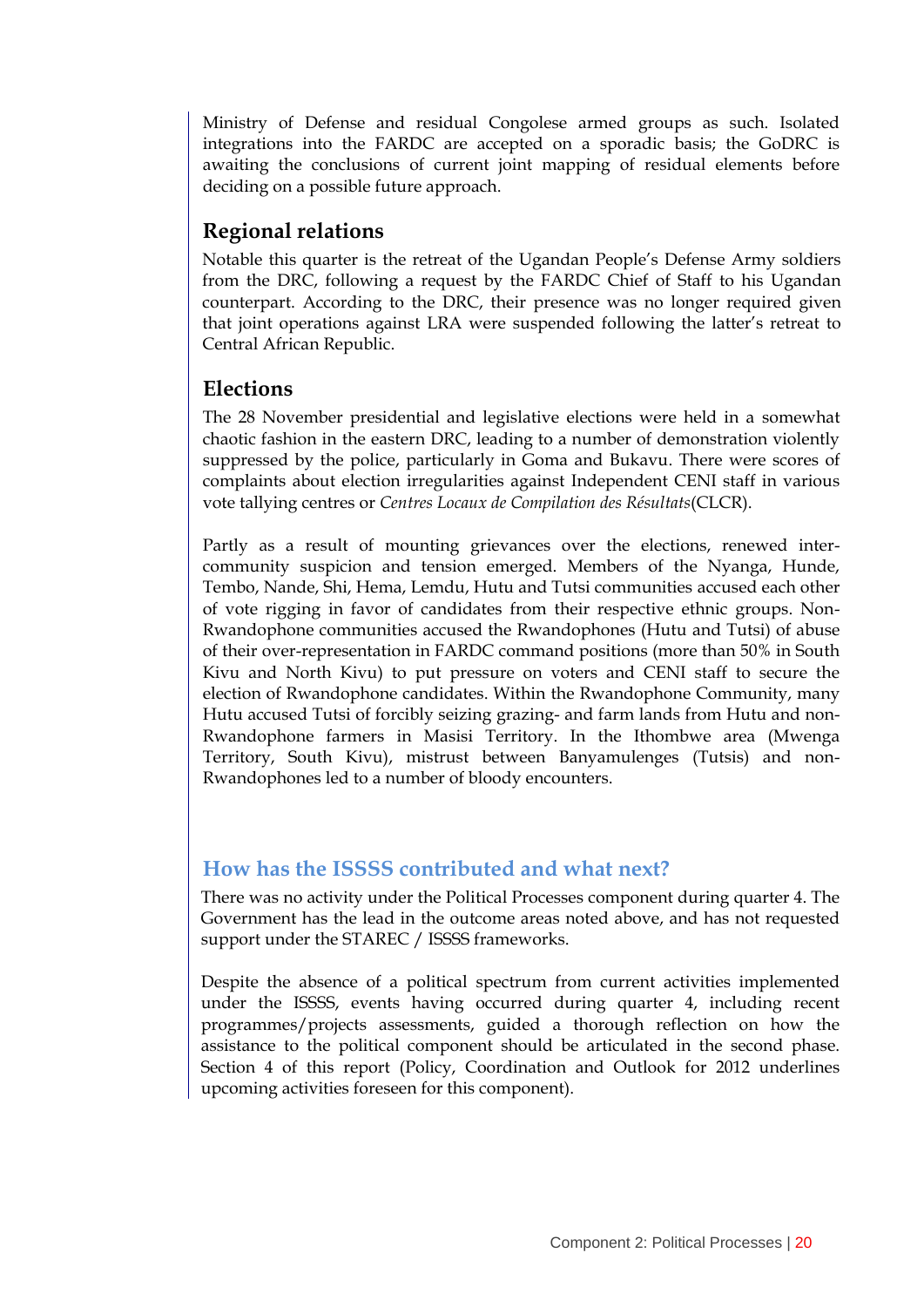Ministry of Defense and residual Congolese armed groups as such. Isolated integrations into the FARDC are accepted on a sporadic basis; the GoDRC is awaiting the conclusions of current joint mapping of residual elements before deciding on a possible future approach.

## Regional relations

Notable this quarter is the retreat of the Ugandan People's Defense Army soldiers from the DRC, following a request by the FARDC Chief of Staff to his Ugandan counterpart. According to the DRC, their presence was no longer required given that joint operations against LRA were suspended following the latter's retreat to Central African Republic.

## Elections

The 28 November presidential and legislative elections were held in a somewhat chaotic fashion in the eastern DRC, leading to a number of demonstration violently suppressed by the police, particularly in Goma and Bukavu. There were scores of complaints about election irregularities against Independent CENI staff in various vote tallying centres or *Centres Locaux de Compilation des Résultats*(CLCR).

Partly as a result of mounting grievances over the elections, renewed inter-community suspicion and tension emerged. Members of the Nyanga, Hunde, Tembo, Nande, Shi, Hema, Lemdu, Hutu and Tutsi communities accused each other of vote rigging in favor of candidates from their respective ethnic groups. Non-Rwandophone communities accused the Rwandophones (Hutu and Tutsi) of abuse of their over-representation in FARDC command positions (more than 50% in South Kivu and North Kivu) to put pressure on voters and CENI staff to secure the election of Rwandophone candidates. Within the Rwandophone Community, many Hutu accused Tutsi of forcibly seizing grazing- and farm lands from Hutu and non-Rwandophone farmers in Masisi Territory. In the Ithombwe area (Mwenga Territory, South Kivu), mistrust between Banyamulenges (Tutsis) and non-Rwandophones led to a number of bloody encounters.

## How has the ISSSS contributed and what next?

There was no activity under the Political Processes component during quarter 4. The Government has the lead in the outcome areas noted above, and has not requested support under the STAREC / ISSSS frameworks.

Despite the absence of a political spectrum from current activities implemented under the ISSSS, events having occurred during quarter 4, including recent programmes/projects assessments, guided a thorough reflection on how the assistance to the political component should be articulated in the second phase. Section 4 of this report (Policy, Coordination and Outlook for 2012 underlines upcoming activities foreseen for this component).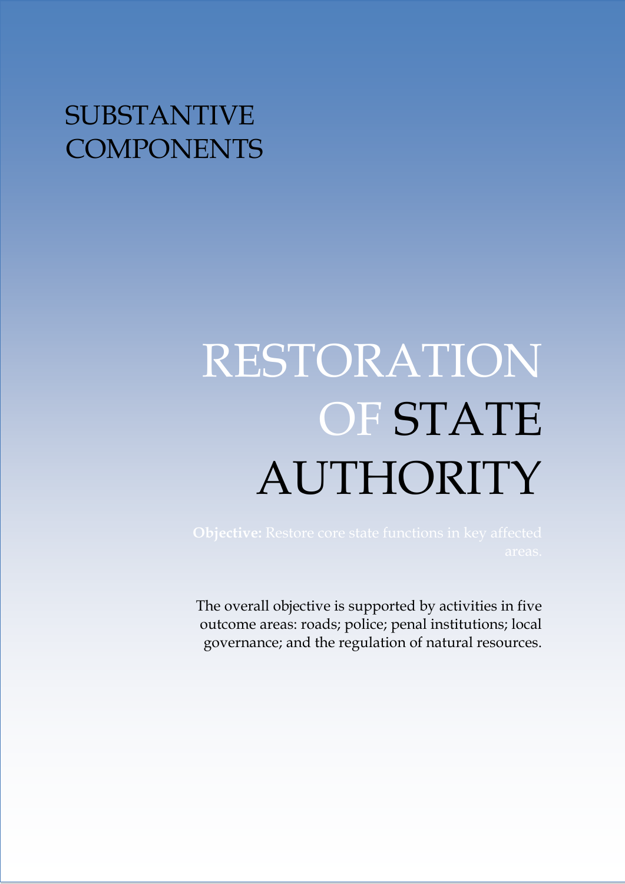# SUBSTANTIVE COMPONENTS

# RESTORATION OF STATE AUTHORITY

**Objective:** Restore core state functions in key affected areas.

The overall objective is supported by activities in five outcome areas: roads; police; penal institutions; local governance; and the regulation of natural resources.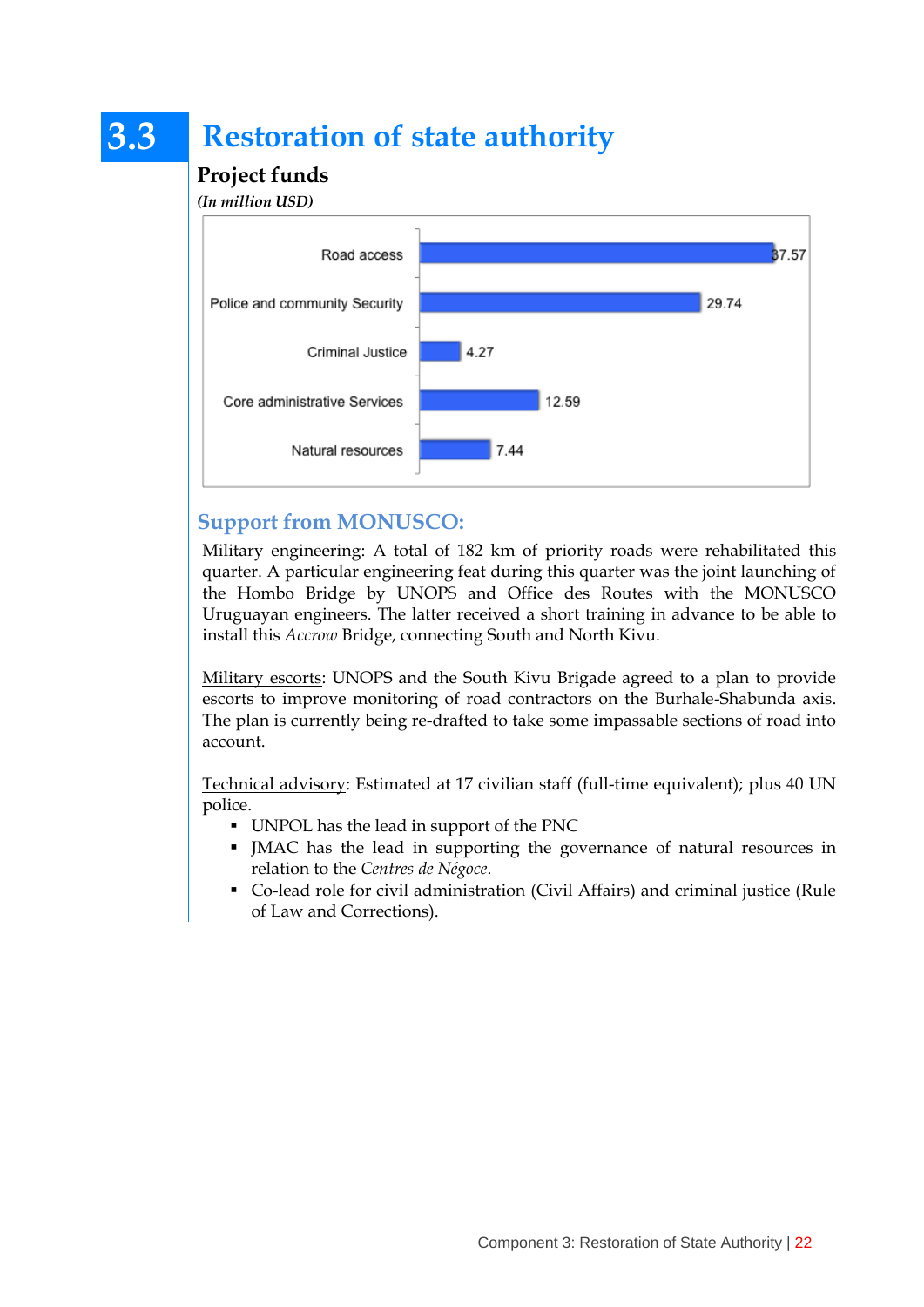# 3.3 Restoration of state authority

## Project funds

***(In million USD)***

| Category | Funds |
|---|---|
| Road access | 37.57 |
| Police and community Security | 29.74 |
| Criminal Justice | 4.27 |
| Core administrative Services | 12.59 |
| Natural resources | 7.44 |

## Support from MONUSCO:

Military engineering: A total of 182 km of priority roads were rehabilitated this quarter. A particular engineering feat during this quarter was the joint launching of the Hombo Bridge by UNOPS and Office des Routes with the MONUSCO Uruguayan engineers. The latter received a short training in advance to be able to install this *Accrow* Bridge, connecting South and North Kivu.

Military escorts: UNOPS and the South Kivu Brigade agreed to a plan to provide escorts to improve monitoring of road contractors on the Burhale-Shabunda axis. The plan is currently being re-drafted to take some impassable sections of road into account.

Technical advisory: Estimated at 17 civilian staff (full-time equivalent); plus 40 UN police.

- UNPOL has the lead in support of the PNC
- JMAC has the lead in supporting the governance of natural resources in relation to the *Centres de Négoce*.
- Co-lead role for civil administration (Civil Affairs) and criminal justice (Rule of Law and Corrections).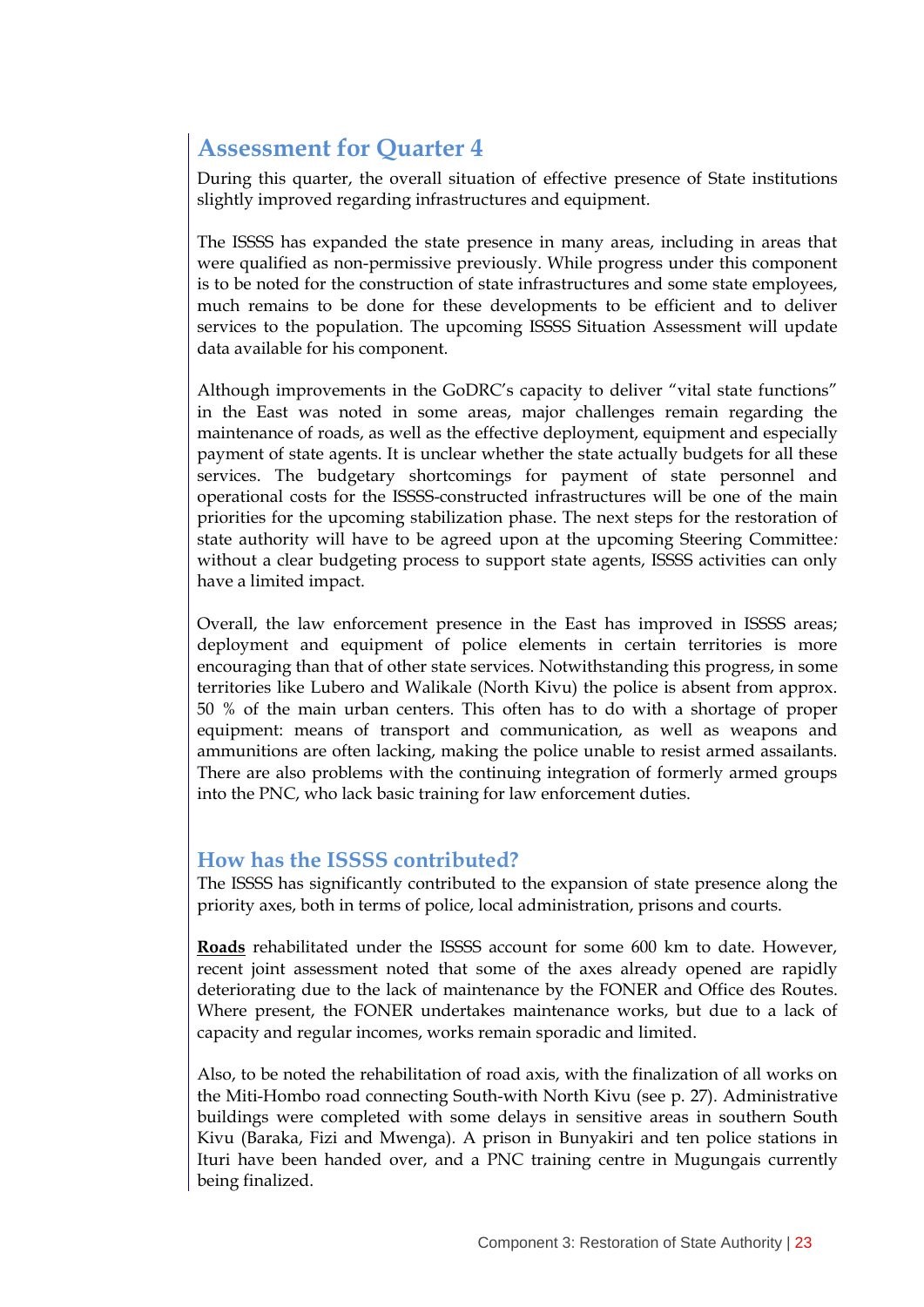## Assessment for Quarter 4

During this quarter, the overall situation of effective presence of State institutions slightly improved regarding infrastructures and equipment.

The ISSSS has expanded the state presence in many areas, including in areas that were qualified as non-permissive previously. While progress under this component is to be noted for the construction of state infrastructures and some state employees, much remains to be done for these developments to be efficient and to deliver services to the population. The upcoming ISSSS Situation Assessment will update data available for his component.

Although improvements in the GoDRC's capacity to deliver "vital state functions" in the East was noted in some areas, major challenges remain regarding the maintenance of roads, as well as the effective deployment, equipment and especially payment of state agents. It is unclear whether the state actually budgets for all these services. The budgetary shortcomings for payment of state personnel and operational costs for the ISSSS-constructed infrastructures will be one of the main priorities for the upcoming stabilization phase. The next steps for the restoration of state authority will have to be agreed upon at the upcoming Steering Committee*:* without a clear budgeting process to support state agents, ISSSS activities can only have a limited impact.

Overall, the law enforcement presence in the East has improved in ISSSS areas; deployment and equipment of police elements in certain territories is more encouraging than that of other state services. Notwithstanding this progress, in some territories like Lubero and Walikale (North Kivu) the police is absent from approx. 50 % of the main urban centers. This often has to do with a shortage of proper equipment: means of transport and communication, as well as weapons and ammunitions are often lacking, making the police unable to resist armed assailants. There are also problems with the continuing integration of formerly armed groups into the PNC, who lack basic training for law enforcement duties.

### How has the ISSSS contributed?

The ISSSS has significantly contributed to the expansion of state presence along the priority axes, both in terms of police, local administration, prisons and courts.

<u>**Roads**</u> rehabilitated under the ISSSS account for some 600 km to date. However, recent joint assessment noted that some of the axes already opened are rapidly deteriorating due to the lack of maintenance by the FONER and Office des Routes. Where present, the FONER undertakes maintenance works, but due to a lack of capacity and regular incomes, works remain sporadic and limited.

Also, to be noted the rehabilitation of road axis, with the finalization of all works on the Miti-Hombo road connecting South-with North Kivu (see p. 27). Administrative buildings were completed with some delays in sensitive areas in southern South Kivu (Baraka, Fizi and Mwenga). A prison in Bunyakiri and ten police stations in Ituri have been handed over, and a PNC training centre in Mugungais currently being finalized.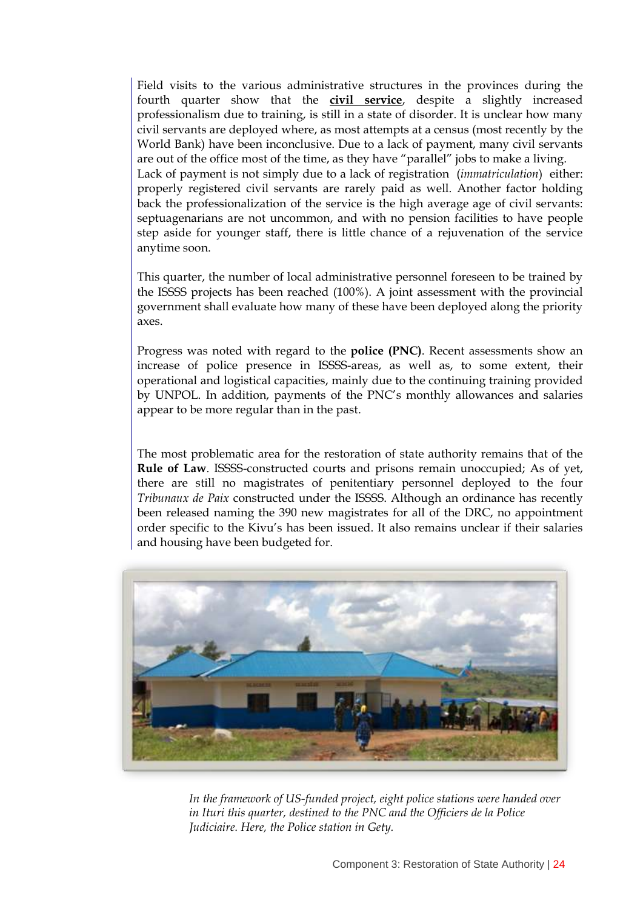Field visits to the various administrative structures in the provinces during the fourth quarter show that the **civil service**, despite a slightly increased professionalism due to training, is still in a state of disorder. It is unclear how many civil servants are deployed where, as most attempts at a census (most recently by the World Bank) have been inconclusive. Due to a lack of payment, many civil servants are out of the office most of the time, as they have "parallel" jobs to make a living. Lack of payment is not simply due to a lack of registration (*immatriculation*) either: properly registered civil servants are rarely paid as well. Another factor holding back the professionalization of the service is the high average age of civil servants: septuagenarians are not uncommon, and with no pension facilities to have people step aside for younger staff, there is little chance of a rejuvenation of the service anytime soon.

This quarter, the number of local administrative personnel foreseen to be trained by the ISSSS projects has been reached (100%). A joint assessment with the provincial government shall evaluate how many of these have been deployed along the priority axes.

Progress was noted with regard to the **police (PNC)**. Recent assessments show an increase of police presence in ISSSS-areas, as well as, to some extent, their operational and logistical capacities, mainly due to the continuing training provided by UNPOL. In addition, payments of the PNC's monthly allowances and salaries appear to be more regular than in the past.

The most problematic area for the restoration of state authority remains that of the **Rule of Law**. ISSSS-constructed courts and prisons remain unoccupied; As of yet, there are still no magistrates of penitentiary personnel deployed to the four *Tribunaux de Paix* constructed under the ISSSS. Although an ordinance has recently been released naming the 390 new magistrates for all of the DRC, no appointment order specific to the Kivu's has been issued. It also remains unclear if their salaries and housing have been budgeted for.

*In the framework of US-funded project, eight police stations were handed over in Ituri this quarter, destined to the PNC and the Officiers de la Police Judiciaire. Here, the Police station in Gety.*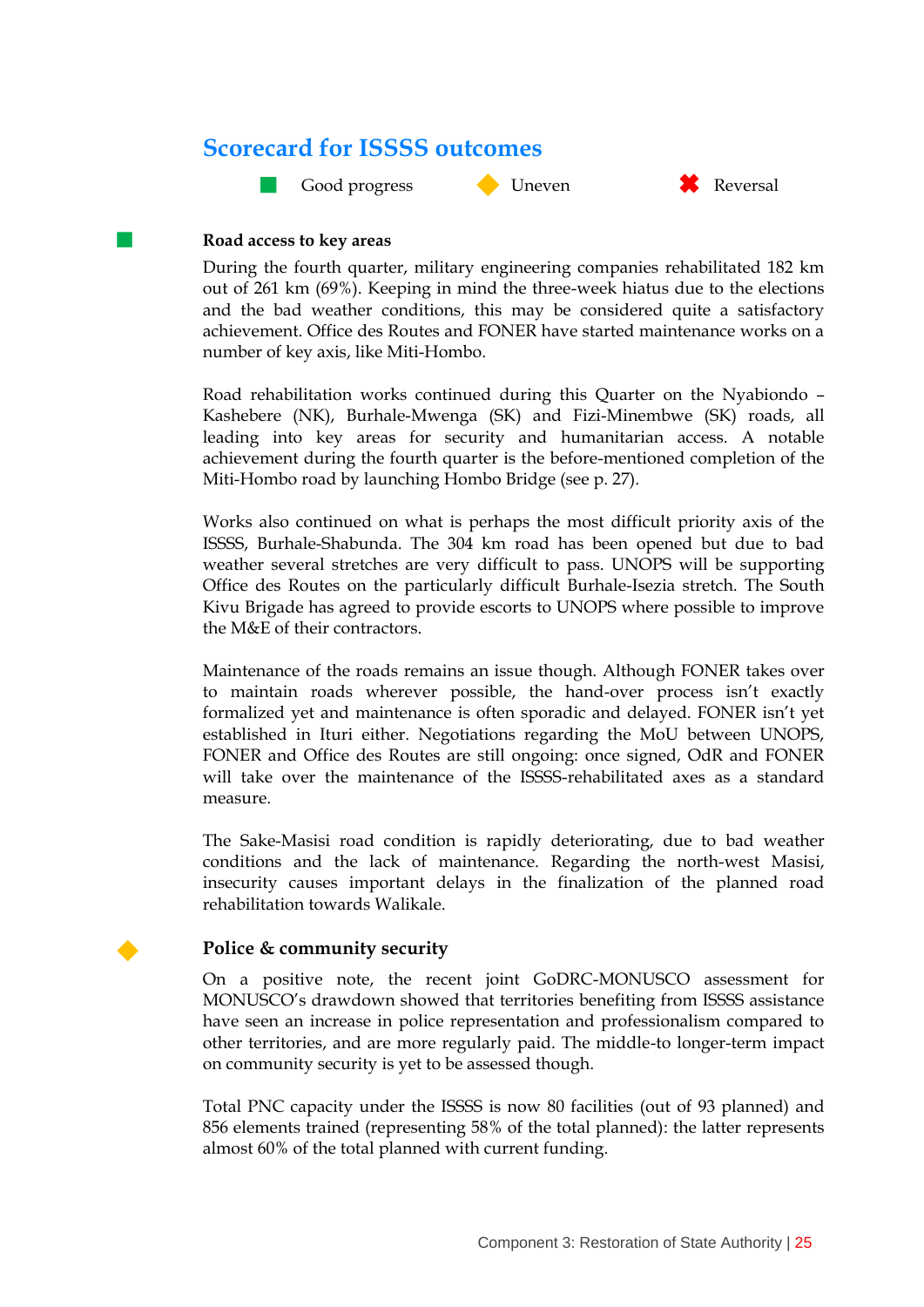## Scorecard for ISSSS outcomes

■ Good progress ◆ Uneven ✖ Reversal

■ **Road access to key areas**

During the fourth quarter, military engineering companies rehabilitated 182 km out of 261 km (69%). Keeping in mind the three-week hiatus due to the elections and the bad weather conditions, this may be considered quite a satisfactory achievement. Office des Routes and FONER have started maintenance works on a number of key axis, like Miti-Hombo.

Road rehabilitation works continued during this Quarter on the Nyabiondo – Kashebere (NK), Burhale-Mwenga (SK) and Fizi-Minembwe (SK) roads, all leading into key areas for security and humanitarian access. A notable achievement during the fourth quarter is the before-mentioned completion of the Miti-Hombo road by launching Hombo Bridge (see p. 27).

Works also continued on what is perhaps the most difficult priority axis of the ISSSS, Burhale-Shabunda. The 304 km road has been opened but due to bad weather several stretches are very difficult to pass. UNOPS will be supporting Office des Routes on the particularly difficult Burhale-Isezia stretch. The South Kivu Brigade has agreed to provide escorts to UNOPS where possible to improve the M&E of their contractors.

Maintenance of the roads remains an issue though. Although FONER takes over to maintain roads wherever possible, the hand-over process isn't exactly formalized yet and maintenance is often sporadic and delayed. FONER isn't yet established in Ituri either. Negotiations regarding the MoU between UNOPS, FONER and Office des Routes are still ongoing: once signed, OdR and FONER will take over the maintenance of the ISSSS-rehabilitated axes as a standard measure.

The Sake-Masisi road condition is rapidly deteriorating, due to bad weather conditions and the lack of maintenance. Regarding the north-west Masisi, insecurity causes important delays in the finalization of the planned road rehabilitation towards Walikale.

◆ **Police & community security**

On a positive note, the recent joint GoDRC-MONUSCO assessment for MONUSCO's drawdown showed that territories benefiting from ISSSS assistance have seen an increase in police representation and professionalism compared to other territories, and are more regularly paid. The middle-to longer-term impact on community security is yet to be assessed though.

Total PNC capacity under the ISSSS is now 80 facilities (out of 93 planned) and 856 elements trained (representing 58% of the total planned): the latter represents almost 60% of the total planned with current funding.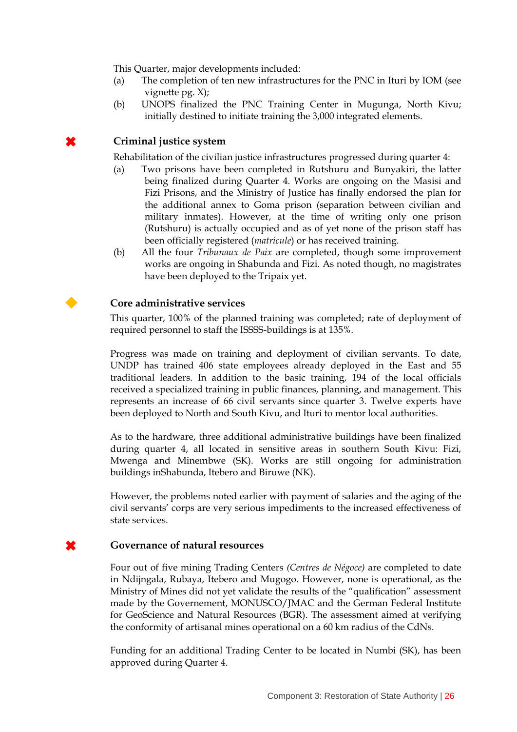This Quarter, major developments included:

(a) The completion of ten new infrastructures for the PNC in Ituri by IOM (see vignette pg. X);

(b) UNOPS finalized the PNC Training Center in Mugunga, North Kivu; initially destined to initiate training the 3,000 integrated elements.

✖ **Criminal justice system**

Rehabilitation of the civilian justice infrastructures progressed during quarter 4:

(a) Two prisons have been completed in Rutshuru and Bunyakiri, the latter being finalized during Quarter 4. Works are ongoing on the Masisi and Fizi Prisons, and the Ministry of Justice has finally endorsed the plan for the additional annex to Goma prison (separation between civilian and military inmates). However, at the time of writing only one prison (Rutshuru) is actually occupied and as of yet none of the prison staff has been officially registered (*matricule*) or has received training.

(b) All the four *Tribunaux de Paix* are completed, though some improvement works are ongoing in Shabunda and Fizi. As noted though, no magistrates have been deployed to the Tripaix yet.

◆ **Core administrative services**

This quarter, 100% of the planned training was completed; rate of deployment of required personnel to staff the ISSSS-buildings is at 135%.

Progress was made on training and deployment of civilian servants. To date, UNDP has trained 406 state employees already deployed in the East and 55 traditional leaders. In addition to the basic training, 194 of the local officials received a specialized training in public finances, planning, and management. This represents an increase of 66 civil servants since quarter 3. Twelve experts have been deployed to North and South Kivu, and Ituri to mentor local authorities.

As to the hardware, three additional administrative buildings have been finalized during quarter 4, all located in sensitive areas in southern South Kivu: Fizi, Mwenga and Minembwe (SK). Works are still ongoing for administration buildings inShabunda, Itebero and Biruwe (NK).

However, the problems noted earlier with payment of salaries and the aging of the civil servants' corps are very serious impediments to the increased effectiveness of state services.

✖ **Governance of natural resources**

Four out of five mining Trading Centers *(Centres de Négoce)* are completed to date in Ndijngala, Rubaya, Itebero and Mugogo. However, none is operational, as the Ministry of Mines did not yet validate the results of the "qualification" assessment made by the Governement, MONUSCO/JMAC and the German Federal Institute for GeoScience and Natural Resources (BGR). The assessment aimed at verifying the conformity of artisanal mines operational on a 60 km radius of the CdNs.

Funding for an additional Trading Center to be located in Numbi (SK), has been approved during Quarter 4.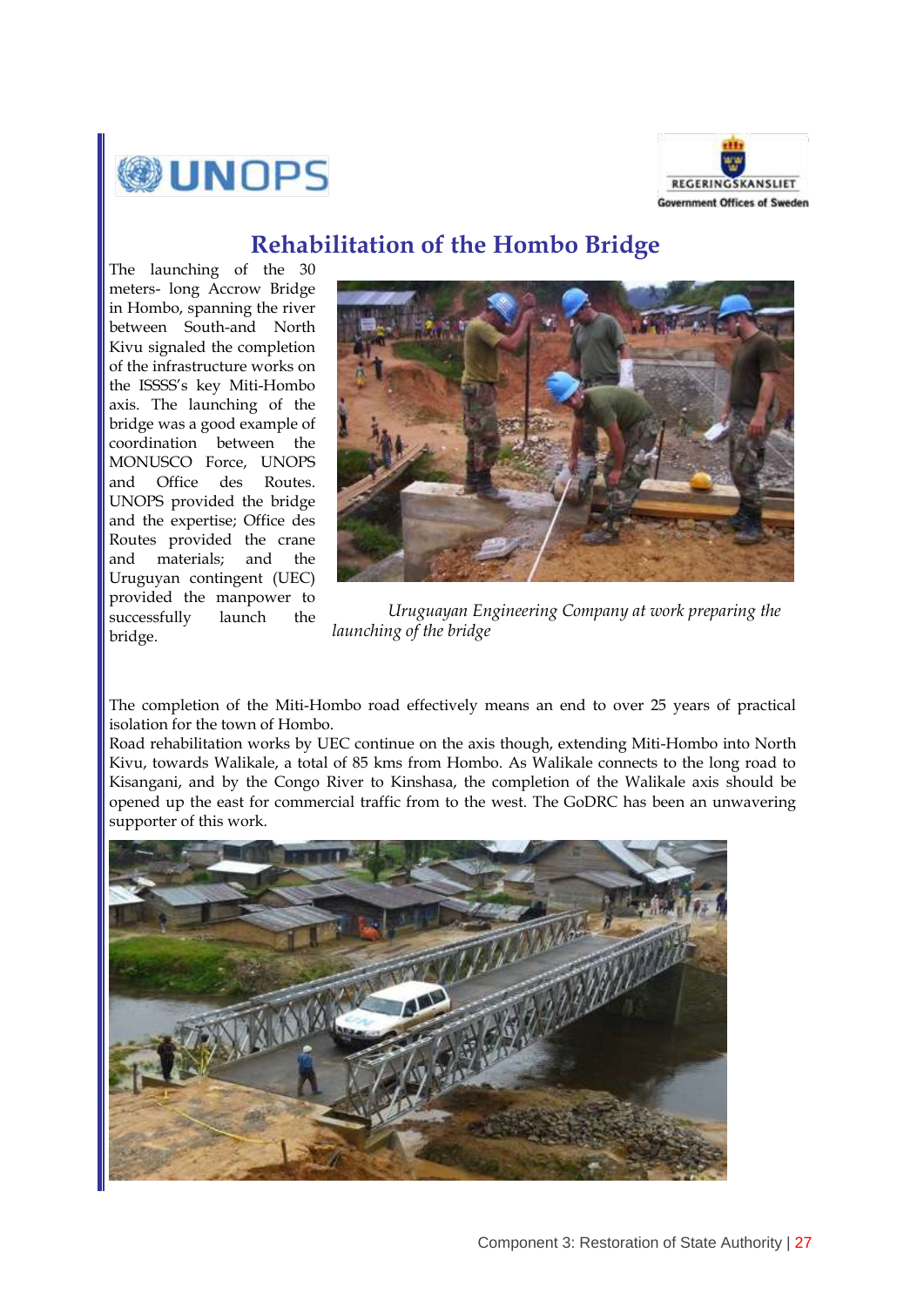# Rehabilitation of the Hombo Bridge

The launching of the 30 meters- long Accrow Bridge in Hombo, spanning the river between South-and North Kivu signaled the completion of the infrastructure works on the ISSSS's key Miti-Hombo axis. The launching of the bridge was a good example of coordination between the MONUSCO Force, UNOPS and Office des Routes. UNOPS provided the bridge and the expertise; Office des Routes provided the crane and materials; and the Uruguyan contingent (UEC) provided the manpower to successfully launch the bridge.

*Uruguayan Engineering Company at work preparing the launching of the bridge*

The completion of the Miti-Hombo road effectively means an end to over 25 years of practical isolation for the town of Hombo.

Road rehabilitation works by UEC continue on the axis though, extending Miti-Hombo into North Kivu, towards Walikale, a total of 85 kms from Hombo. As Walikale connects to the long road to Kisangani, and by the Congo River to Kinshasa, the completion of the Walikale axis should be opened up the east for commercial traffic from to the west. The GoDRC has been an unwavering supporter of this work.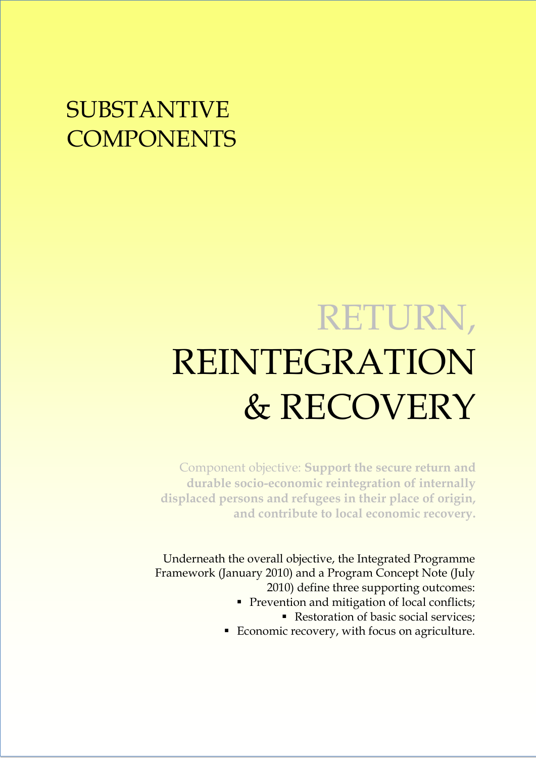# SUBSTANTIVE COMPONENTS

# RETURN, REINTEGRATION & RECOVERY

Component objective: **Support the secure return and durable socio-economic reintegration of internally displaced persons and refugees in their place of origin, and contribute to local economic recovery.**

Underneath the overall objective, the Integrated Programme Framework (January 2010) and a Program Concept Note (July 2010) define three supporting outcomes:

- Prevention and mitigation of local conflicts;
- Restoration of basic social services;
- Economic recovery, with focus on agriculture.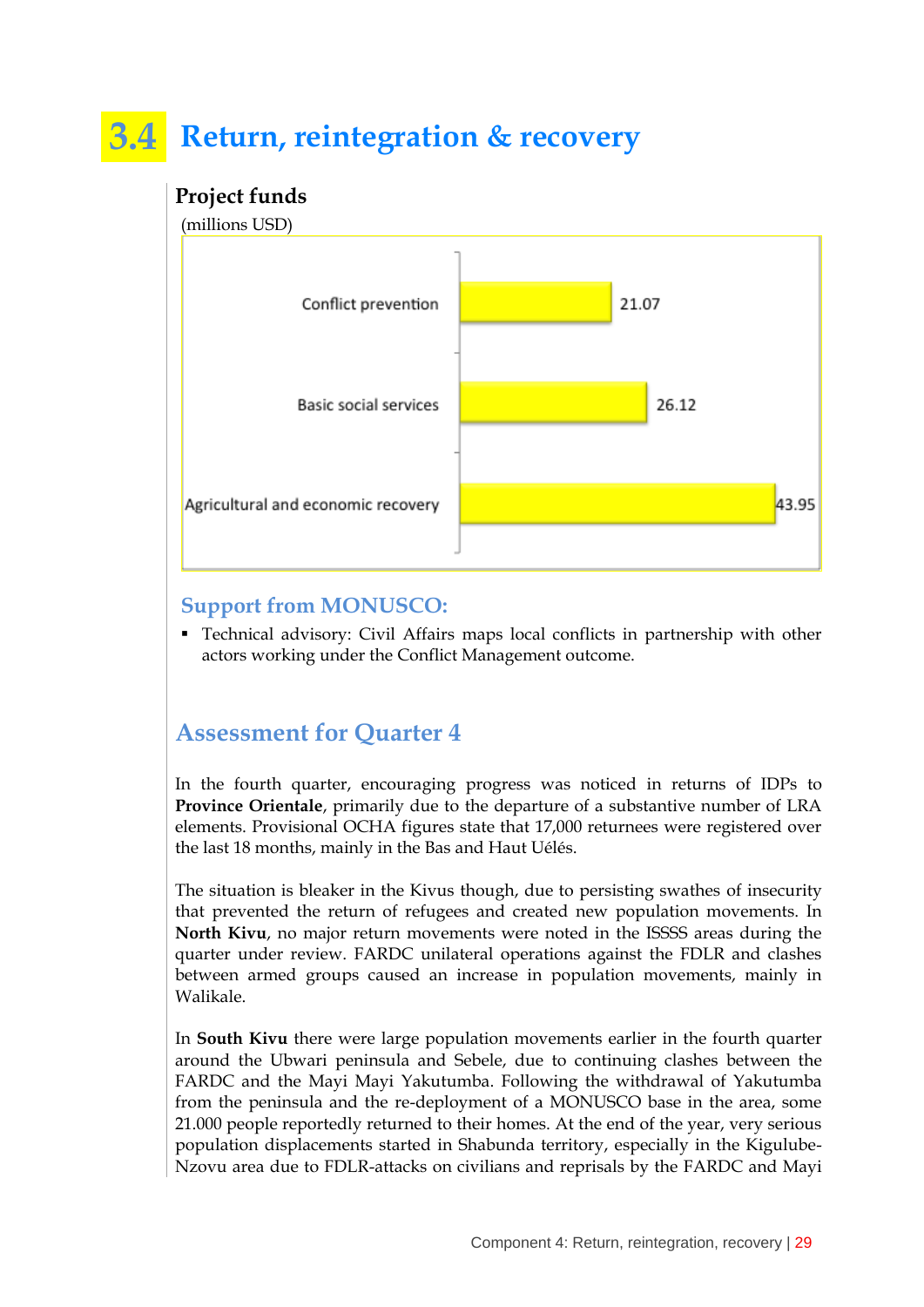# 3.4 Return, reintegration & recovery

**Project funds**

(millions USD)

| Category | Value |
|---|---|
| Conflict prevention | 21.07 |
| Basic social services | 26.12 |
| Agricultural and economic recovery | 43.95 |

## Support from MONUSCO:

- Technical advisory: Civil Affairs maps local conflicts in partnership with other actors working under the Conflict Management outcome.

## Assessment for Quarter 4

In the fourth quarter, encouraging progress was noticed in returns of IDPs to **Province Orientale**, primarily due to the departure of a substantive number of LRA elements. Provisional OCHA figures state that 17,000 returnees were registered over the last 18 months, mainly in the Bas and Haut Uélés.

The situation is bleaker in the Kivus though, due to persisting swathes of insecurity that prevented the return of refugees and created new population movements. In **North Kivu**, no major return movements were noted in the ISSSS areas during the quarter under review. FARDC unilateral operations against the FDLR and clashes between armed groups caused an increase in population movements, mainly in Walikale.

In **South Kivu** there were large population movements earlier in the fourth quarter around the Ubwari peninsula and Sebele, due to continuing clashes between the FARDC and the Mayi Mayi Yakutumba. Following the withdrawal of Yakutumba from the peninsula and the re-deployment of a MONUSCO base in the area, some 21.000 people reportedly returned to their homes. At the end of the year, very serious population displacements started in Shabunda territory, especially in the Kigulube-Nzovu area due to FDLR-attacks on civilians and reprisals by the FARDC and Mayi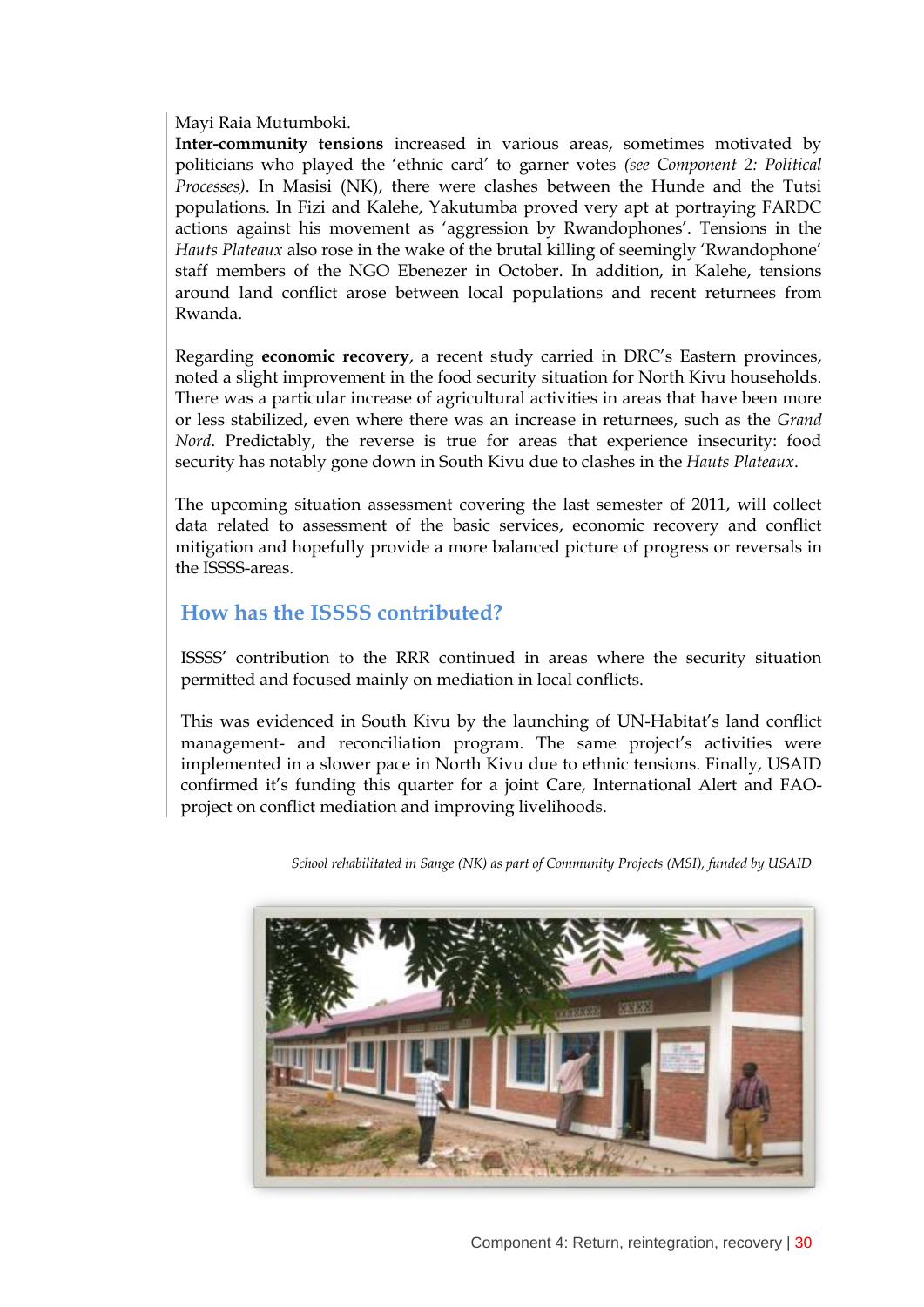Mayi Raia Mutumboki.

**Inter-community tensions** increased in various areas, sometimes motivated by politicians who played the 'ethnic card' to garner votes *(see Component 2: Political Processes)*. In Masisi (NK), there were clashes between the Hunde and the Tutsi populations. In Fizi and Kalehe, Yakutumba proved very apt at portraying FARDC actions against his movement as 'aggression by Rwandophones'. Tensions in the *Hauts Plateaux* also rose in the wake of the brutal killing of seemingly 'Rwandophone' staff members of the NGO Ebenezer in October. In addition, in Kalehe, tensions around land conflict arose between local populations and recent returnees from Rwanda.

Regarding **economic recovery**, a recent study carried in DRC's Eastern provinces, noted a slight improvement in the food security situation for North Kivu households. There was a particular increase of agricultural activities in areas that have been more or less stabilized, even where there was an increase in returnees, such as the *Grand Nord*. Predictably, the reverse is true for areas that experience insecurity: food security has notably gone down in South Kivu due to clashes in the *Hauts Plateaux*.

The upcoming situation assessment covering the last semester of 2011, will collect data related to assessment of the basic services, economic recovery and conflict mitigation and hopefully provide a more balanced picture of progress or reversals in the ISSSS-areas.

## How has the ISSSS contributed?

ISSSS' contribution to the RRR continued in areas where the security situation permitted and focused mainly on mediation in local conflicts.

This was evidenced in South Kivu by the launching of UN-Habitat's land conflict management- and reconciliation program. The same project's activities were implemented in a slower pace in North Kivu due to ethnic tensions. Finally, USAID confirmed it's funding this quarter for a joint Care, International Alert and FAO-project on conflict mediation and improving livelihoods.

*School rehabilitated in Sange (NK) as part of Community Projects (MSI), funded by USAID*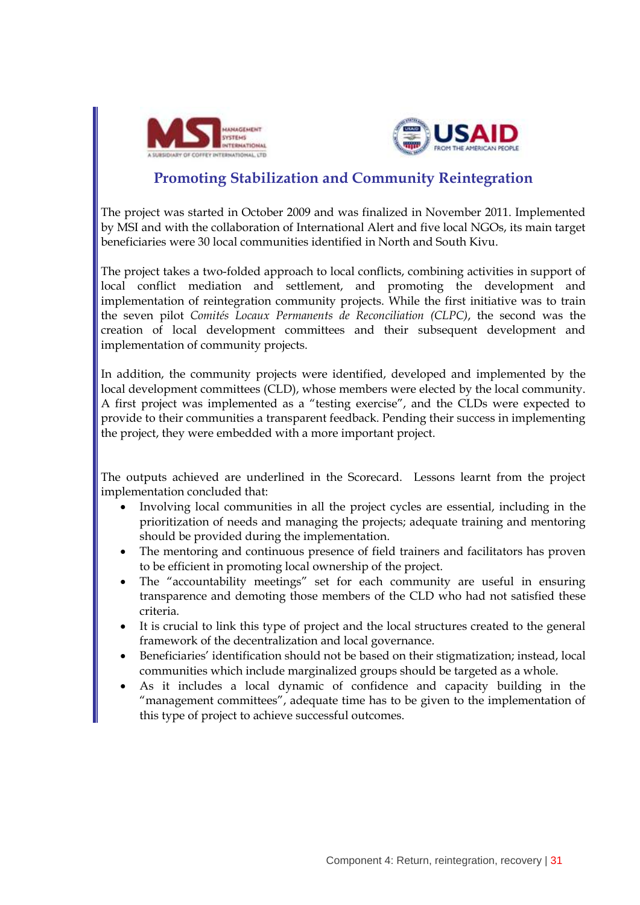## Promoting Stabilization and Community Reintegration

The project was started in October 2009 and was finalized in November 2011. Implemented by MSI and with the collaboration of International Alert and five local NGOs, its main target beneficiaries were 30 local communities identified in North and South Kivu.

The project takes a two-folded approach to local conflicts, combining activities in support of local conflict mediation and settlement, and promoting the development and implementation of reintegration community projects. While the first initiative was to train the seven pilot *Comités Locaux Permanents de Reconciliation (CLPC)*, the second was the creation of local development committees and their subsequent development and implementation of community projects.

In addition, the community projects were identified, developed and implemented by the local development committees (CLD), whose members were elected by the local community. A first project was implemented as a "testing exercise", and the CLDs were expected to provide to their communities a transparent feedback. Pending their success in implementing the project, they were embedded with a more important project.

The outputs achieved are underlined in the Scorecard. Lessons learnt from the project implementation concluded that:

- Involving local communities in all the project cycles are essential, including in the prioritization of needs and managing the projects; adequate training and mentoring should be provided during the implementation.
- The mentoring and continuous presence of field trainers and facilitators has proven to be efficient in promoting local ownership of the project.
- The "accountability meetings" set for each community are useful in ensuring transparence and demoting those members of the CLD who had not satisfied these criteria.
- It is crucial to link this type of project and the local structures created to the general framework of the decentralization and local governance.
- Beneficiaries' identification should not be based on their stigmatization; instead, local communities which include marginalized groups should be targeted as a whole.
- As it includes a local dynamic of confidence and capacity building in the "management committees", adequate time has to be given to the implementation of this type of project to achieve successful outcomes.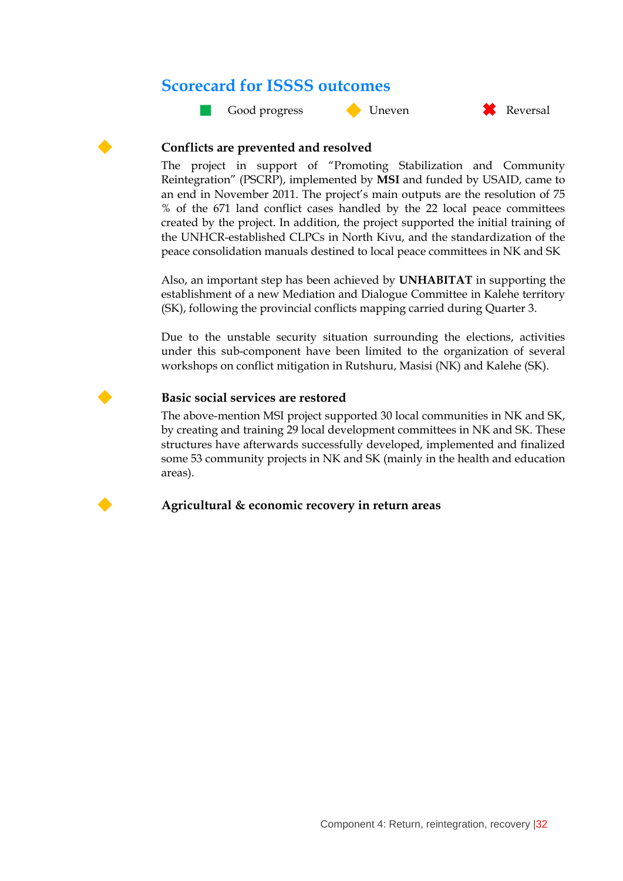## Scorecard for ISSSS outcomes

■ Good progress ◆ Uneven ✖ Reversal

◆ **Conflicts are prevented and resolved**

The project in support of "Promoting Stabilization and Community Reintegration" (PSCRP), implemented by **MSI** and funded by USAID, came to an end in November 2011. The project's main outputs are the resolution of 75 % of the 671 land conflict cases handled by the 22 local peace committees created by the project. In addition, the project supported the initial training of the UNHCR-established CLPCs in North Kivu, and the standardization of the peace consolidation manuals destined to local peace committees in NK and SK

Also, an important step has been achieved by **UNHABITAT** in supporting the establishment of a new Mediation and Dialogue Committee in Kalehe territory (SK), following the provincial conflicts mapping carried during Quarter 3.

Due to the unstable security situation surrounding the elections, activities under this sub-component have been limited to the organization of several workshops on conflict mitigation in Rutshuru, Masisi (NK) and Kalehe (SK).

◆ **Basic social services are restored**

The above-mention MSI project supported 30 local communities in NK and SK, by creating and training 29 local development committees in NK and SK. These structures have afterwards successfully developed, implemented and finalized some 53 community projects in NK and SK (mainly in the health and education areas).

◆ **Agricultural & economic recovery in return areas**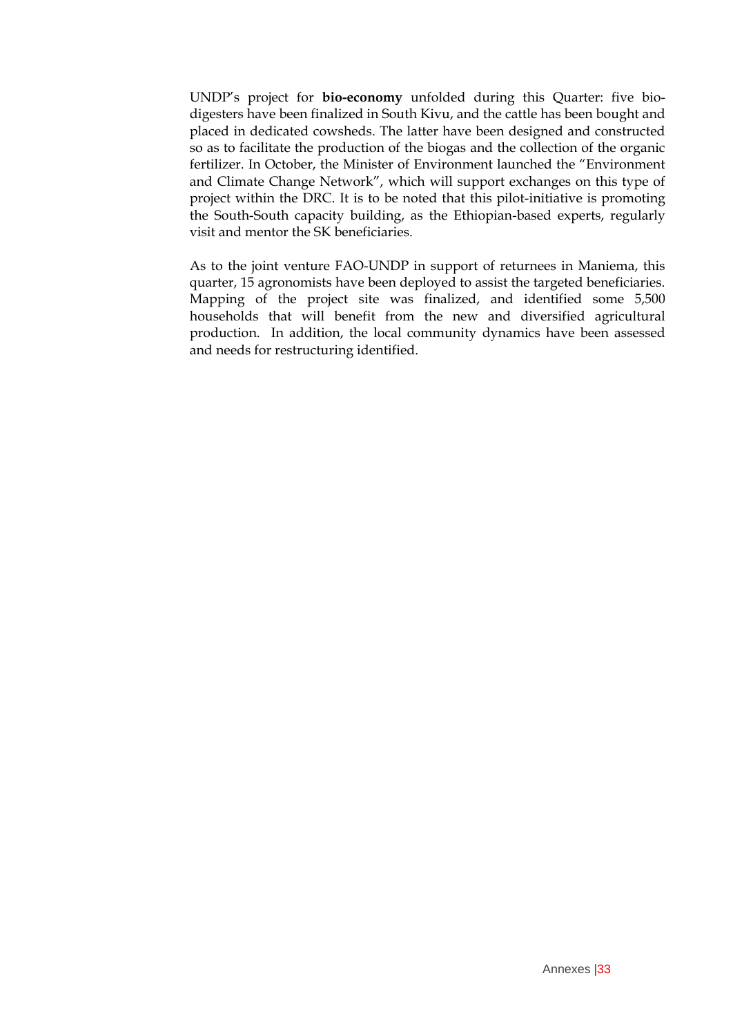UNDP's project for **bio-economy** unfolded during this Quarter: five bio-digesters have been finalized in South Kivu, and the cattle has been bought and placed in dedicated cowsheds. The latter have been designed and constructed so as to facilitate the production of the biogas and the collection of the organic fertilizer. In October, the Minister of Environment launched the "Environment and Climate Change Network", which will support exchanges on this type of project within the DRC. It is to be noted that this pilot-initiative is promoting the South-South capacity building, as the Ethiopian-based experts, regularly visit and mentor the SK beneficiaries.

As to the joint venture FAO-UNDP in support of returnees in Maniema, this quarter, 15 agronomists have been deployed to assist the targeted beneficiaries. Mapping of the project site was finalized, and identified some 5,500 households that will benefit from the new and diversified agricultural production. In addition, the local community dynamics have been assessed and needs for restructuring identified.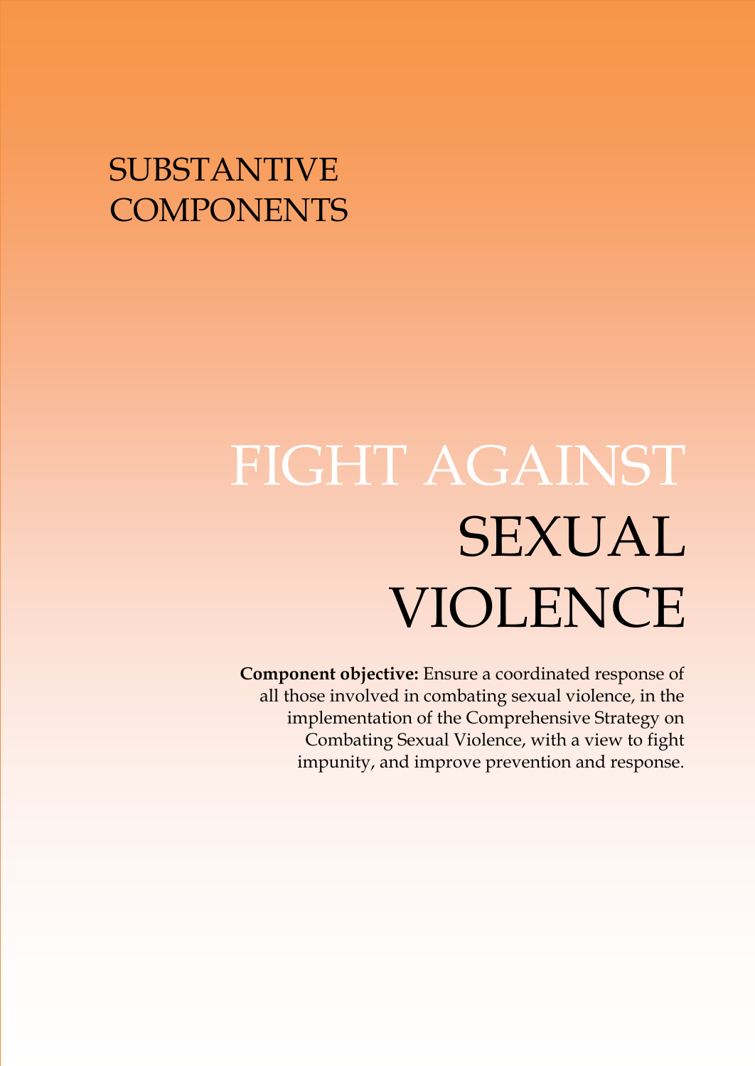SUBSTANTIVE COMPONENTS

# FIGHT AGAINST SEXUAL VIOLENCE

**Component objective:** Ensure a coordinated response of all those involved in combating sexual violence, in the implementation of the Comprehensive Strategy on Combating Sexual Violence, with a view to fight impunity, and improve prevention and response.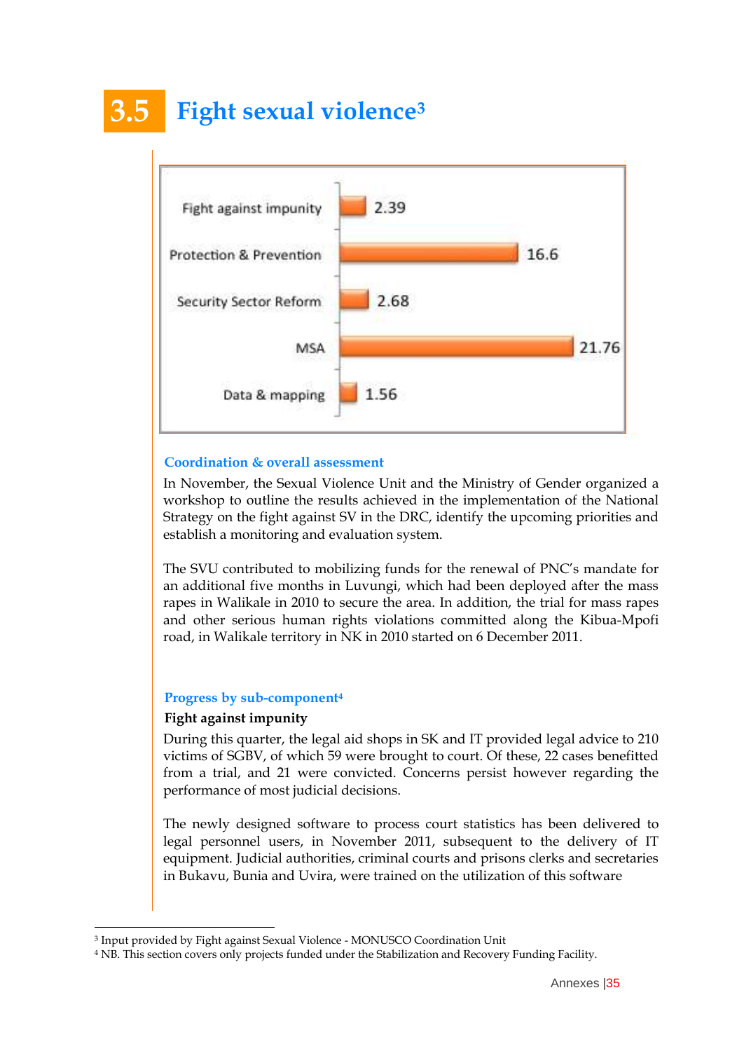# 3.5 Fight sexual violence[3]

| Sub-component | Value |
|---|---|
| Fight against impunity | 2.39 |
| Protection & Prevention | 16.6 |
| Security Sector Reform | 2.68 |
| MSA | 21.76 |
| Data & mapping | 1.56 |

### Coordination & overall assessment

In November, the Sexual Violence Unit and the Ministry of Gender organized a workshop to outline the results achieved in the implementation of the National Strategy on the fight against SV in the DRC, identify the upcoming priorities and establish a monitoring and evaluation system.

The SVU contributed to mobilizing funds for the renewal of PNC's mandate for an additional five months in Luvungi, which had been deployed after the mass rapes in Walikale in 2010 to secure the area. In addition, the trial for mass rapes and other serious human rights violations committed along the Kibua-Mpofi road, in Walikale territory in NK in 2010 started on 6 December 2011.

### Progress by sub-component[4]

**Fight against impunity**

During this quarter, the legal aid shops in SK and IT provided legal advice to 210 victims of SGBV, of which 59 were brought to court. Of these, 22 cases benefitted from a trial, and 21 were convicted. Concerns persist however regarding the performance of most judicial decisions.

The newly designed software to process court statistics has been delivered to legal personnel users, in November 2011, subsequent to the delivery of IT equipment. Judicial authorities, criminal courts and prisons clerks and secretaries in Bukavu, Bunia and Uvira, were trained on the utilization of this software

---

[3] Input provided by Fight against Sexual Violence - MONUSCO Coordination Unit

[4] NB. This section covers only projects funded under the Stabilization and Recovery Funding Facility.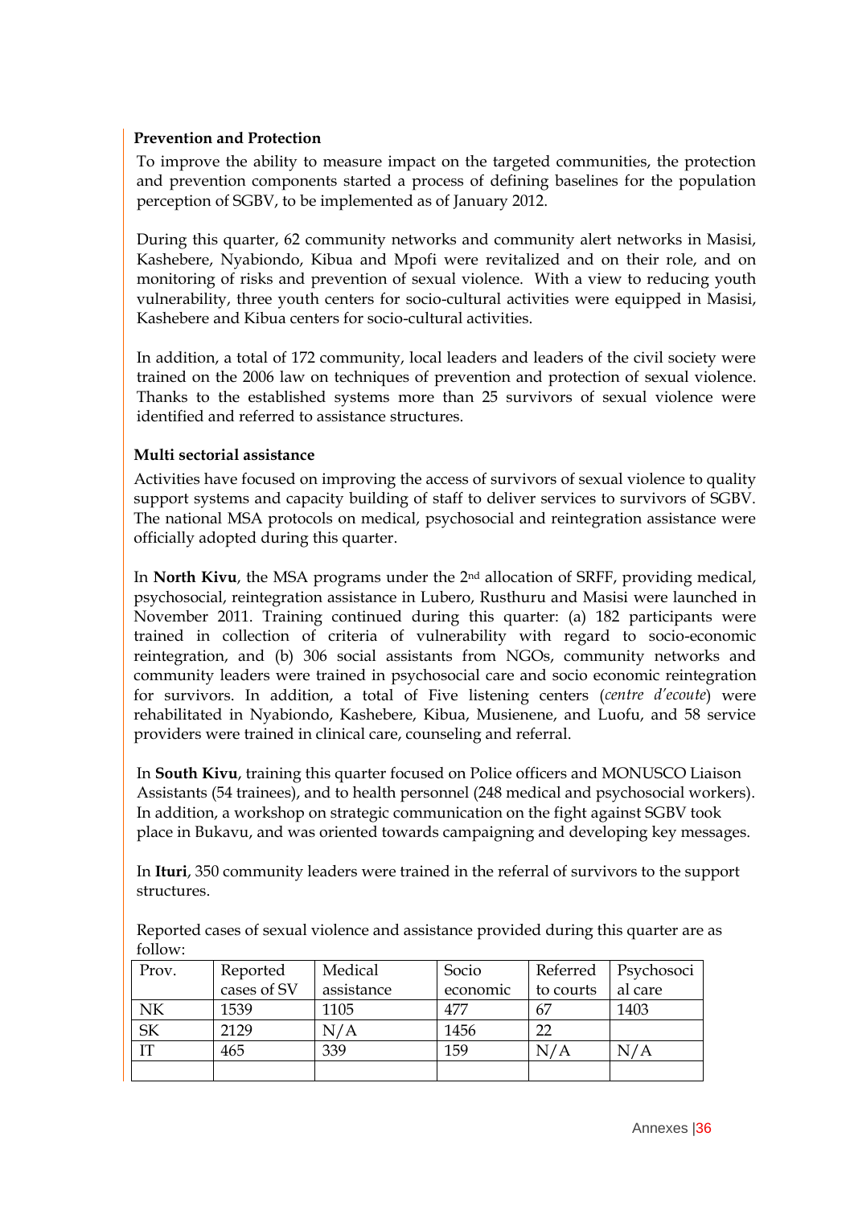**Prevention and Protection**

To improve the ability to measure impact on the targeted communities, the protection and prevention components started a process of defining baselines for the population perception of SGBV, to be implemented as of January 2012.

During this quarter, 62 community networks and community alert networks in Masisi, Kashebere, Nyabiondo, Kibua and Mpofi were revitalized and on their role, and on monitoring of risks and prevention of sexual violence. With a view to reducing youth vulnerability, three youth centers for socio-cultural activities were equipped in Masisi, Kashebere and Kibua centers for socio-cultural activities.

In addition, a total of 172 community, local leaders and leaders of the civil society were trained on the 2006 law on techniques of prevention and protection of sexual violence. Thanks to the established systems more than 25 survivors of sexual violence were identified and referred to assistance structures.

**Multi sectorial assistance**

Activities have focused on improving the access of survivors of sexual violence to quality support systems and capacity building of staff to deliver services to survivors of SGBV. The national MSA protocols on medical, psychosocial and reintegration assistance were officially adopted during this quarter.

In **North Kivu**, the MSA programs under the 2nd allocation of SRFF, providing medical, psychosocial, reintegration assistance in Lubero, Rusthuru and Masisi were launched in November 2011. Training continued during this quarter: (a) 182 participants were trained in collection of criteria of vulnerability with regard to socio-economic reintegration, and (b) 306 social assistants from NGOs, community networks and community leaders were trained in psychosocial care and socio economic reintegration for survivors. In addition, a total of Five listening centers (*centre d'ecoute*) were rehabilitated in Nyabiondo, Kashebere, Kibua, Musienene, and Luofu, and 58 service providers were trained in clinical care, counseling and referral.

In **South Kivu**, training this quarter focused on Police officers and MONUSCO Liaison Assistants (54 trainees), and to health personnel (248 medical and psychosocial workers). In addition, a workshop on strategic communication on the fight against SGBV took place in Bukavu, and was oriented towards campaigning and developing key messages.

In **Ituri**, 350 community leaders were trained in the referral of survivors to the support structures.

Reported cases of sexual violence and assistance provided during this quarter are as follow:

| Prov. | Reported cases of SV | Medical assistance | Socio economic | Referred to courts | Psychosocial care |
|---|---|---|---|---|---|
| NK | 1539 | 1105 | 477 | 67 | 1403 |
| SK | 2129 | N/A | 1456 | 22 | |
| IT | 465 | 339 | 159 | N/A | N/A |
| | | | | | |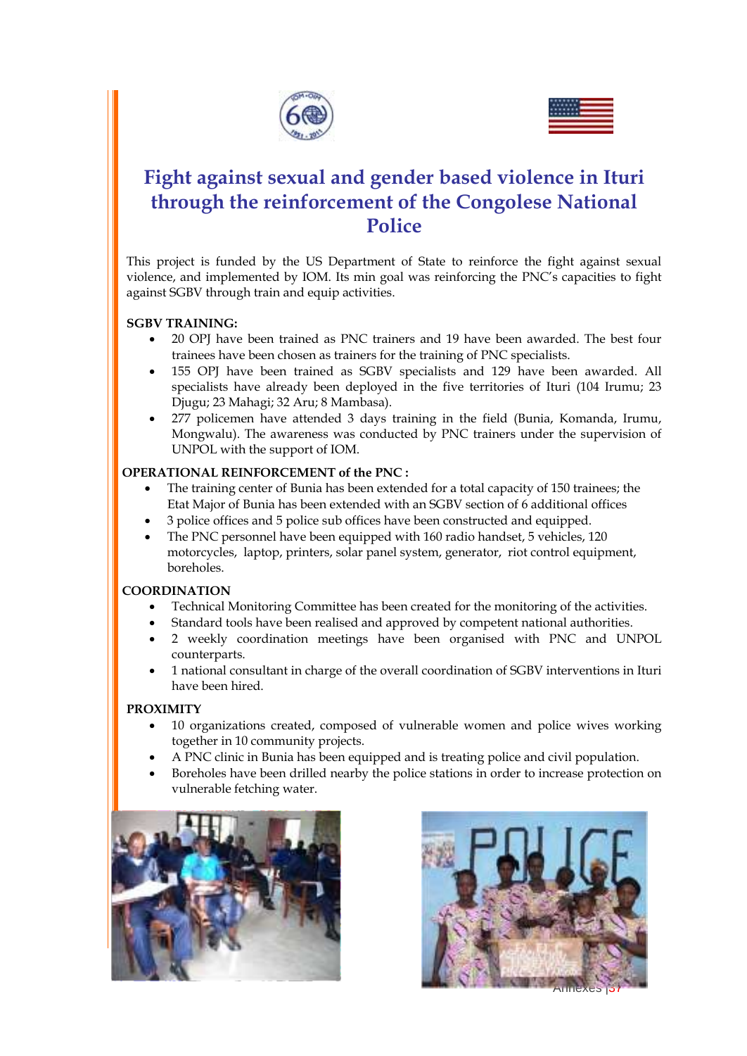# Fight against sexual and gender based violence in Ituri through the reinforcement of the Congolese National Police

This project is funded by the US Department of State to reinforce the fight against sexual violence, and implemented by IOM. Its min goal was reinforcing the PNC's capacities to fight against SGBV through train and equip activities.

**SGBV TRAINING:**

- 20 OPJ have been trained as PNC trainers and 19 have been awarded. The best four trainees have been chosen as trainers for the training of PNC specialists.
- 155 OPJ have been trained as SGBV specialists and 129 have been awarded. All specialists have already been deployed in the five territories of Ituri (104 Irumu; 23 Djugu; 23 Mahagi; 32 Aru; 8 Mambasa).
- 277 policemen have attended 3 days training in the field (Bunia, Komanda, Irumu, Mongwalu). The awareness was conducted by PNC trainers under the supervision of UNPOL with the support of IOM.

**OPERATIONAL REINFORCEMENT of the PNC :**

- The training center of Bunia has been extended for a total capacity of 150 trainees; the Etat Major of Bunia has been extended with an SGBV section of 6 additional offices
- 3 police offices and 5 police sub offices have been constructed and equipped.
- The PNC personnel have been equipped with 160 radio handset, 5 vehicles, 120 motorcycles, laptop, printers, solar panel system, generator, riot control equipment, boreholes.

**COORDINATION**

- Technical Monitoring Committee has been created for the monitoring of the activities.
- Standard tools have been realised and approved by competent national authorities.
- 2 weekly coordination meetings have been organised with PNC and UNPOL counterparts.
- 1 national consultant in charge of the overall coordination of SGBV interventions in Ituri have been hired.

**PROXIMITY**

- 10 organizations created, composed of vulnerable women and police wives working together in 10 community projects.
- A PNC clinic in Bunia has been equipped and is treating police and civil population.
- Boreholes have been drilled nearby the police stations in order to increase protection on vulnerable fetching water.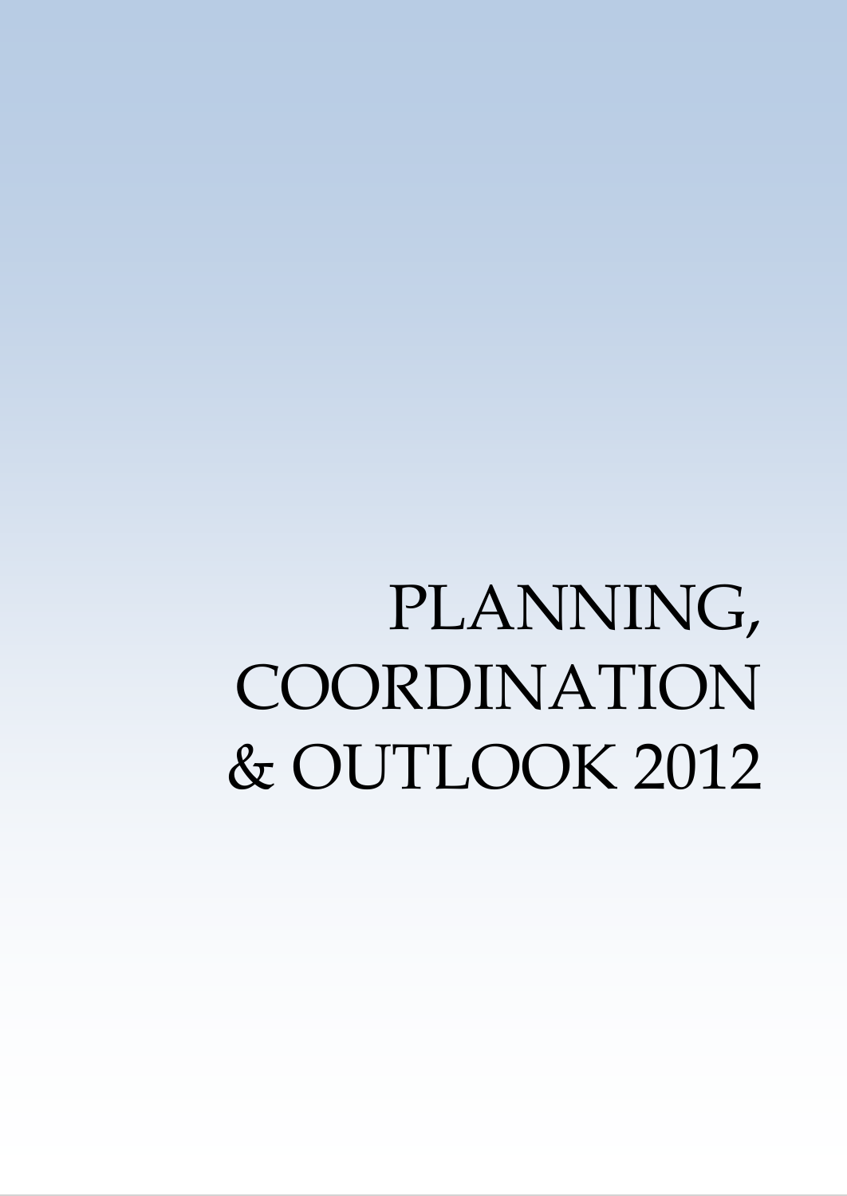# PLANNING, COORDINATION & OUTLOOK 2012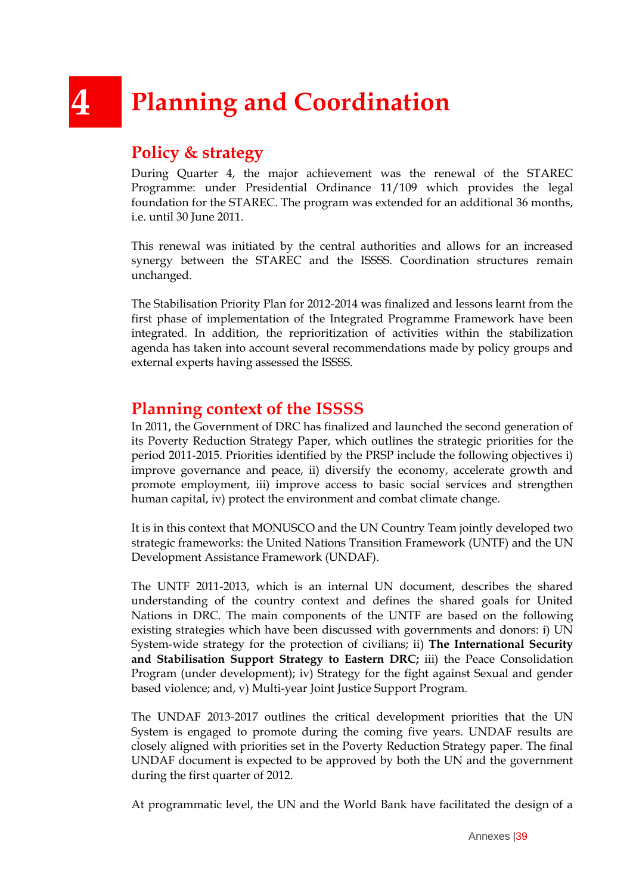# 4 Planning and Coordination

## Policy & strategy

During Quarter 4, the major achievement was the renewal of the STAREC Programme: under Presidential Ordinance 11/109 which provides the legal foundation for the STAREC. The program was extended for an additional 36 months, i.e. until 30 June 2011.

This renewal was initiated by the central authorities and allows for an increased synergy between the STAREC and the ISSSS. Coordination structures remain unchanged.

The Stabilisation Priority Plan for 2012-2014 was finalized and lessons learnt from the first phase of implementation of the Integrated Programme Framework have been integrated. In addition, the reprioritization of activities within the stabilization agenda has taken into account several recommendations made by policy groups and external experts having assessed the ISSSS.

## Planning context of the ISSSS

In 2011, the Government of DRC has finalized and launched the second generation of its Poverty Reduction Strategy Paper, which outlines the strategic priorities for the period 2011-2015. Priorities identified by the PRSP include the following objectives i) improve governance and peace, ii) diversify the economy, accelerate growth and promote employment, iii) improve access to basic social services and strengthen human capital, iv) protect the environment and combat climate change.

It is in this context that MONUSCO and the UN Country Team jointly developed two strategic frameworks: the United Nations Transition Framework (UNTF) and the UN Development Assistance Framework (UNDAF).

The UNTF 2011-2013, which is an internal UN document, describes the shared understanding of the country context and defines the shared goals for United Nations in DRC. The main components of the UNTF are based on the following existing strategies which have been discussed with governments and donors: i) UN System-wide strategy for the protection of civilians; ii) **The International Security and Stabilisation Support Strategy to Eastern DRC;** iii) the Peace Consolidation Program (under development); iv) Strategy for the fight against Sexual and gender based violence; and, v) Multi-year Joint Justice Support Program.

The UNDAF 2013-2017 outlines the critical development priorities that the UN System is engaged to promote during the coming five years. UNDAF results are closely aligned with priorities set in the Poverty Reduction Strategy paper. The final UNDAF document is expected to be approved by both the UN and the government during the first quarter of 2012.

At programmatic level, the UN and the World Bank have facilitated the design of a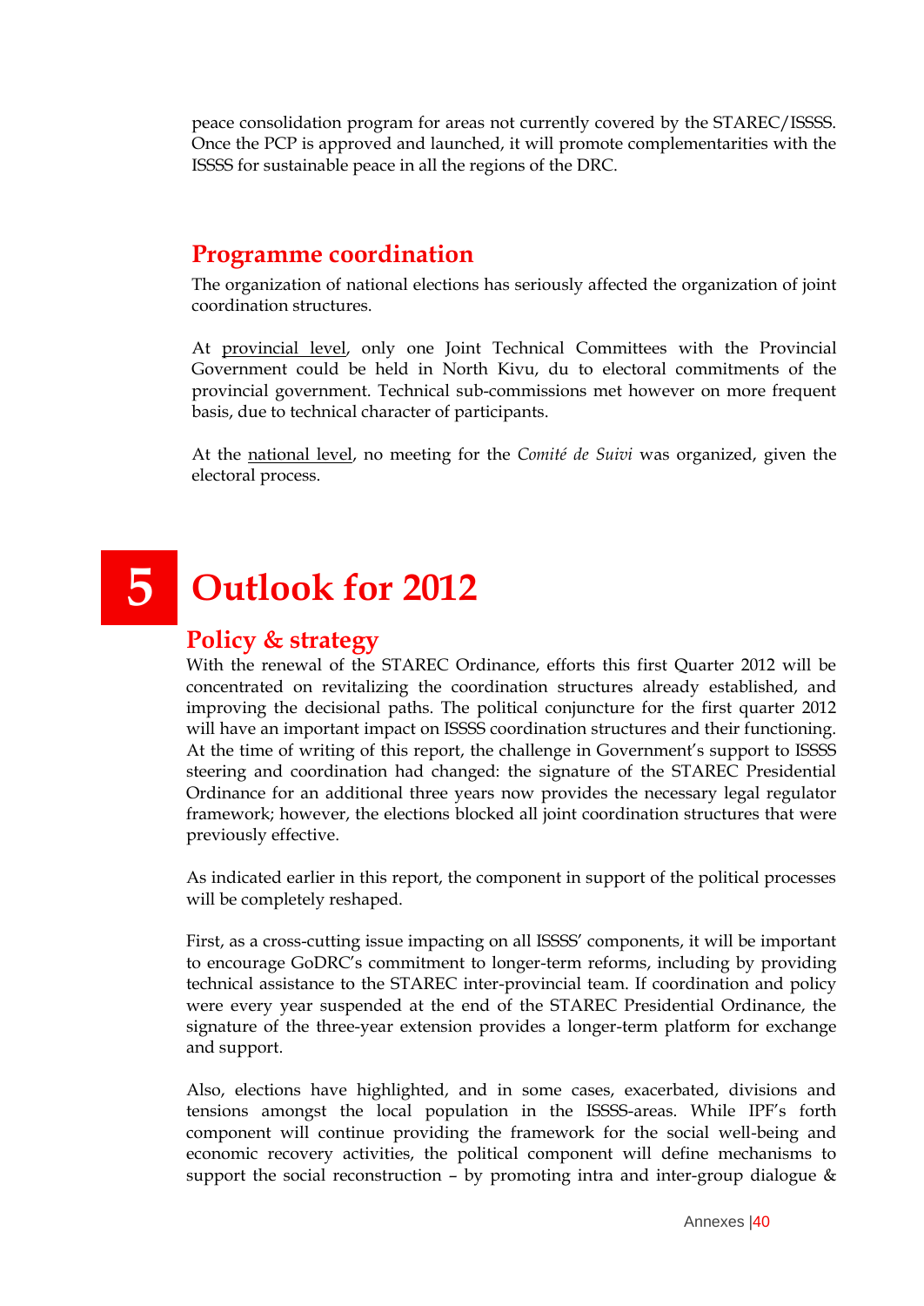peace consolidation program for areas not currently covered by the STAREC/ISSSS. Once the PCP is approved and launched, it will promote complementarities with the ISSSS for sustainable peace in all the regions of the DRC.

## Programme coordination

The organization of national elections has seriously affected the organization of joint coordination structures.

At provincial level, only one Joint Technical Committees with the Provincial Government could be held in North Kivu, du to electoral commitments of the provincial government. Technical sub-commissions met however on more frequent basis, due to technical character of participants.

At the national level, no meeting for the *Comité de Suivi* was organized, given the electoral process.

# 5 Outlook for 2012

## Policy & strategy

With the renewal of the STAREC Ordinance, efforts this first Quarter 2012 will be concentrated on revitalizing the coordination structures already established, and improving the decisional paths. The political conjuncture for the first quarter 2012 will have an important impact on ISSSS coordination structures and their functioning. At the time of writing of this report, the challenge in Government's support to ISSSS steering and coordination had changed: the signature of the STAREC Presidential Ordinance for an additional three years now provides the necessary legal regulator framework; however, the elections blocked all joint coordination structures that were previously effective.

As indicated earlier in this report, the component in support of the political processes will be completely reshaped.

First, as a cross-cutting issue impacting on all ISSSS' components, it will be important to encourage GoDRC's commitment to longer-term reforms, including by providing technical assistance to the STAREC inter-provincial team. If coordination and policy were every year suspended at the end of the STAREC Presidential Ordinance, the signature of the three-year extension provides a longer-term platform for exchange and support.

Also, elections have highlighted, and in some cases, exacerbated, divisions and tensions amongst the local population in the ISSSS-areas. While IPF's forth component will continue providing the framework for the social well-being and economic recovery activities, the political component will define mechanisms to support the social reconstruction – by promoting intra and inter-group dialogue &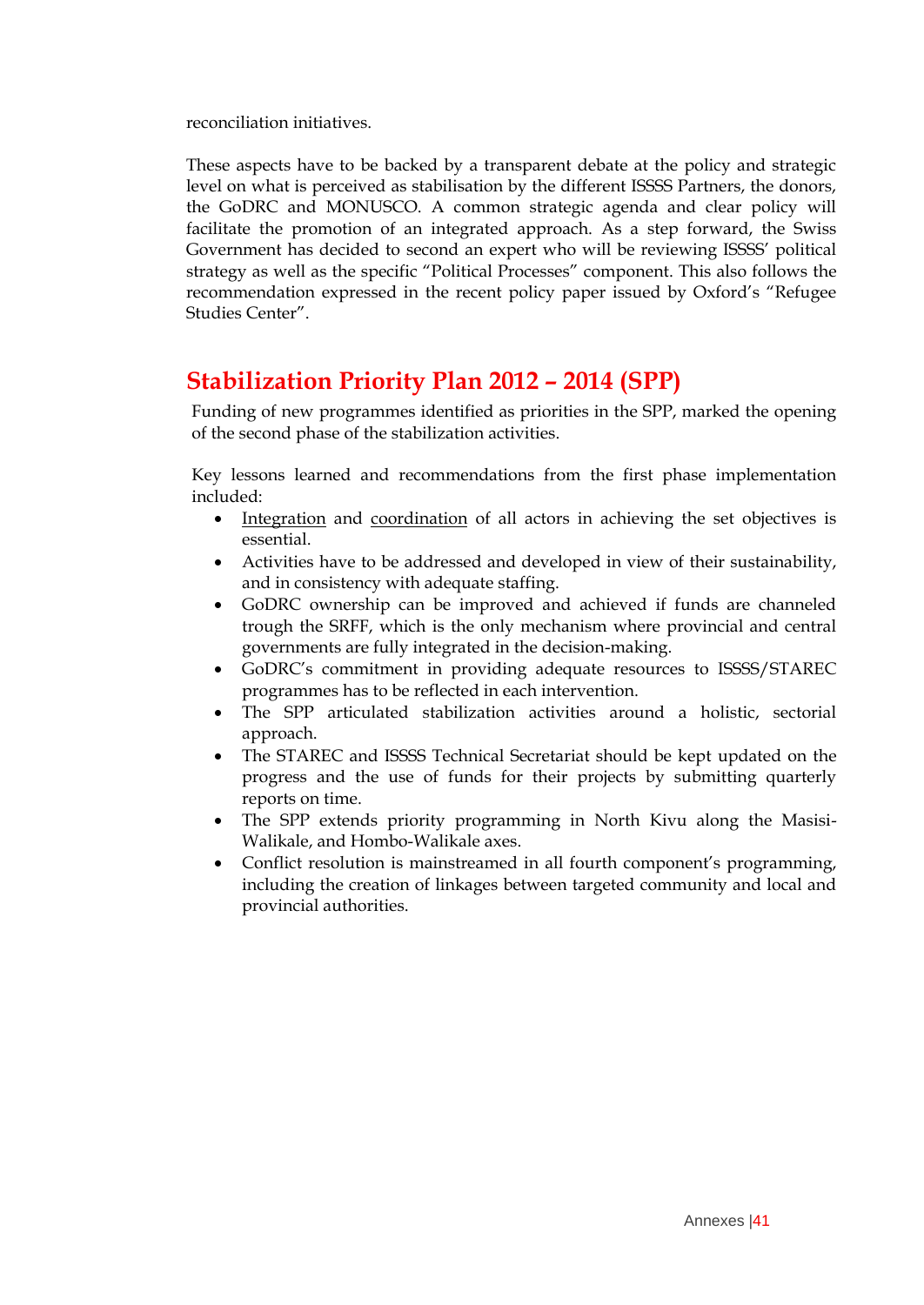reconciliation initiatives.

These aspects have to be backed by a transparent debate at the policy and strategic level on what is perceived as stabilisation by the different ISSSS Partners, the donors, the GoDRC and MONUSCO. A common strategic agenda and clear policy will facilitate the promotion of an integrated approach. As a step forward, the Swiss Government has decided to second an expert who will be reviewing ISSSS' political strategy as well as the specific "Political Processes" component. This also follows the recommendation expressed in the recent policy paper issued by Oxford's "Refugee Studies Center".

## Stabilization Priority Plan 2012 – 2014 (SPP)

Funding of new programmes identified as priorities in the SPP, marked the opening of the second phase of the stabilization activities.

Key lessons learned and recommendations from the first phase implementation included:

- Integration and coordination of all actors in achieving the set objectives is essential.
- Activities have to be addressed and developed in view of their sustainability, and in consistency with adequate staffing.
- GoDRC ownership can be improved and achieved if funds are channeled trough the SRFF, which is the only mechanism where provincial and central governments are fully integrated in the decision-making.
- GoDRC's commitment in providing adequate resources to ISSSS/STAREC programmes has to be reflected in each intervention.
- The SPP articulated stabilization activities around a holistic, sectorial approach.
- The STAREC and ISSSS Technical Secretariat should be kept updated on the progress and the use of funds for their projects by submitting quarterly reports on time.
- The SPP extends priority programming in North Kivu along the Masisi-Walikale, and Hombo-Walikale axes.
- Conflict resolution is mainstreamed in all fourth component's programming, including the creation of linkages between targeted community and local and provincial authorities.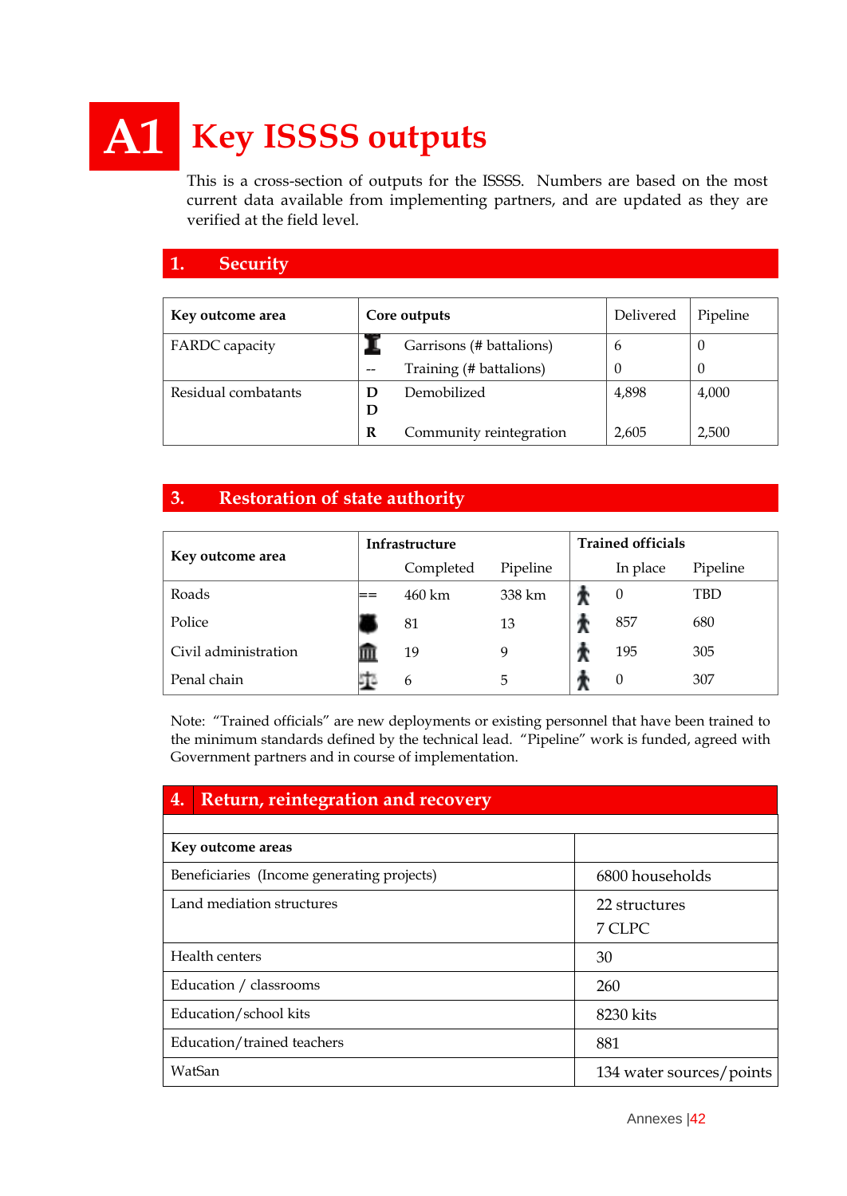# A1 Key ISSSS outputs

This is a cross-section of outputs for the ISSSS. Numbers are based on the most current data available from implementing partners, and are updated as they are verified at the field level.

## 1. Security

| Key outcome area | Core outputs | | Delivered | Pipeline |
|---|---|---|---|---|
| FARDC capacity | | Garrisons (# battalions) | 6 | 0 |
| | -- | Training (# battalions) | 0 | 0 |
| Residual combatants | D D | Demobilized | 4,898 | 4,000 |
| | R | Community reintegration | 2,605 | 2,500 |

## 3. Restoration of state authority

| Key outcome area | Infrastructure | | | Trained officials | | |
|---|---|---|---|---|---|---|
| | | Completed | Pipeline | | In place | Pipeline |
| Roads | == | 460 km | 338 km | | 0 | TBD |
| Police | | 81 | 13 | | 857 | 680 |
| Civil administration | | 19 | 9 | | 195 | 305 |
| Penal chain | | 6 | 5 | | 0 | 307 |

Note: "Trained officials" are new deployments or existing personnel that have been trained to the minimum standards defined by the technical lead. "Pipeline" work is funded, agreed with Government partners and in course of implementation.

## 4. Return, reintegration and recovery

| Key outcome areas | |
|---|---|
| Beneficiaries (Income generating projects) | 6800 households |
| Land mediation structures | 22 structures<br>7 CLPC |
| Health centers | 30 |
| Education / classrooms | 260 |
| Education/school kits | 8230 kits |
| Education/trained teachers | 881 |
| WatSan | 134 water sources/points |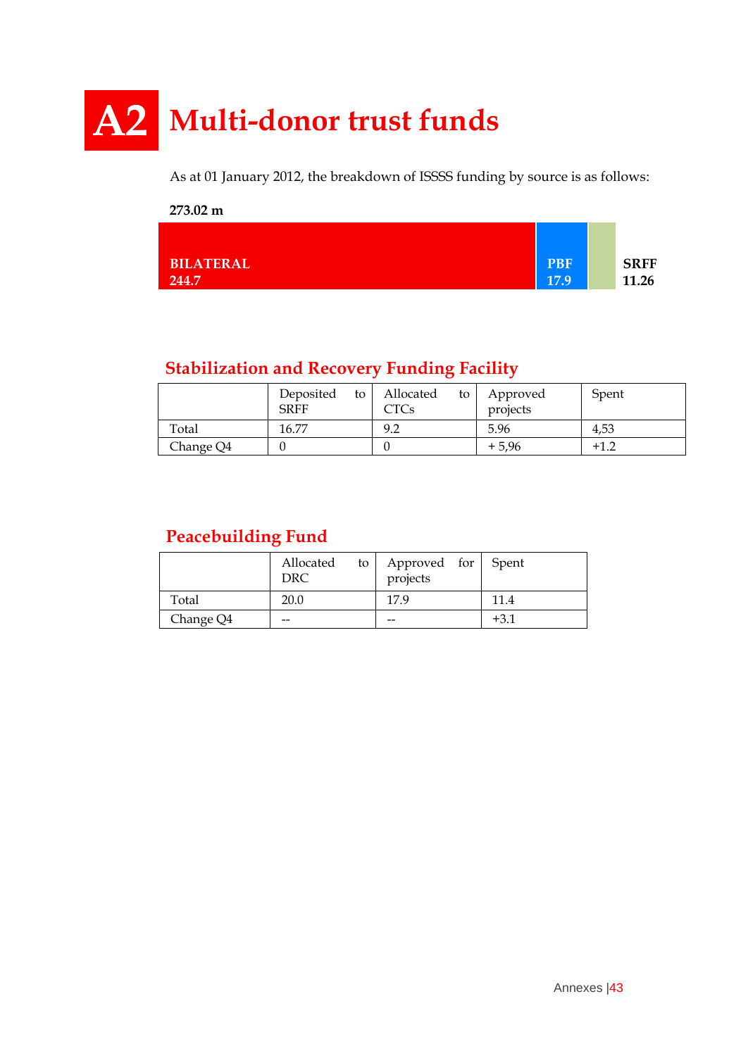# A2 Multi-donor trust funds

As at 01 January 2012, the breakdown of ISSSS funding by source is as follows:

**273.02 m**

**BILATERAL 244.7** | **PBF 17.9** | **SRFF 11.26**

## Stabilization and Recovery Funding Facility

| | Deposited to SRFF | Allocated to CTCs | Approved projects | Spent |
|---|---|---|---|---|
| Total | 16.77 | 9.2 | 5.96 | 4,53 |
| Change Q4 | 0 | 0 | + 5,96 | +1.2 |

## Peacebuilding Fund

| | Allocated to DRC | Approved for projects | Spent |
|---|---|---|---|
| Total | 20.0 | 17.9 | 11.4 |
| Change Q4 | -- | -- | +3.1 |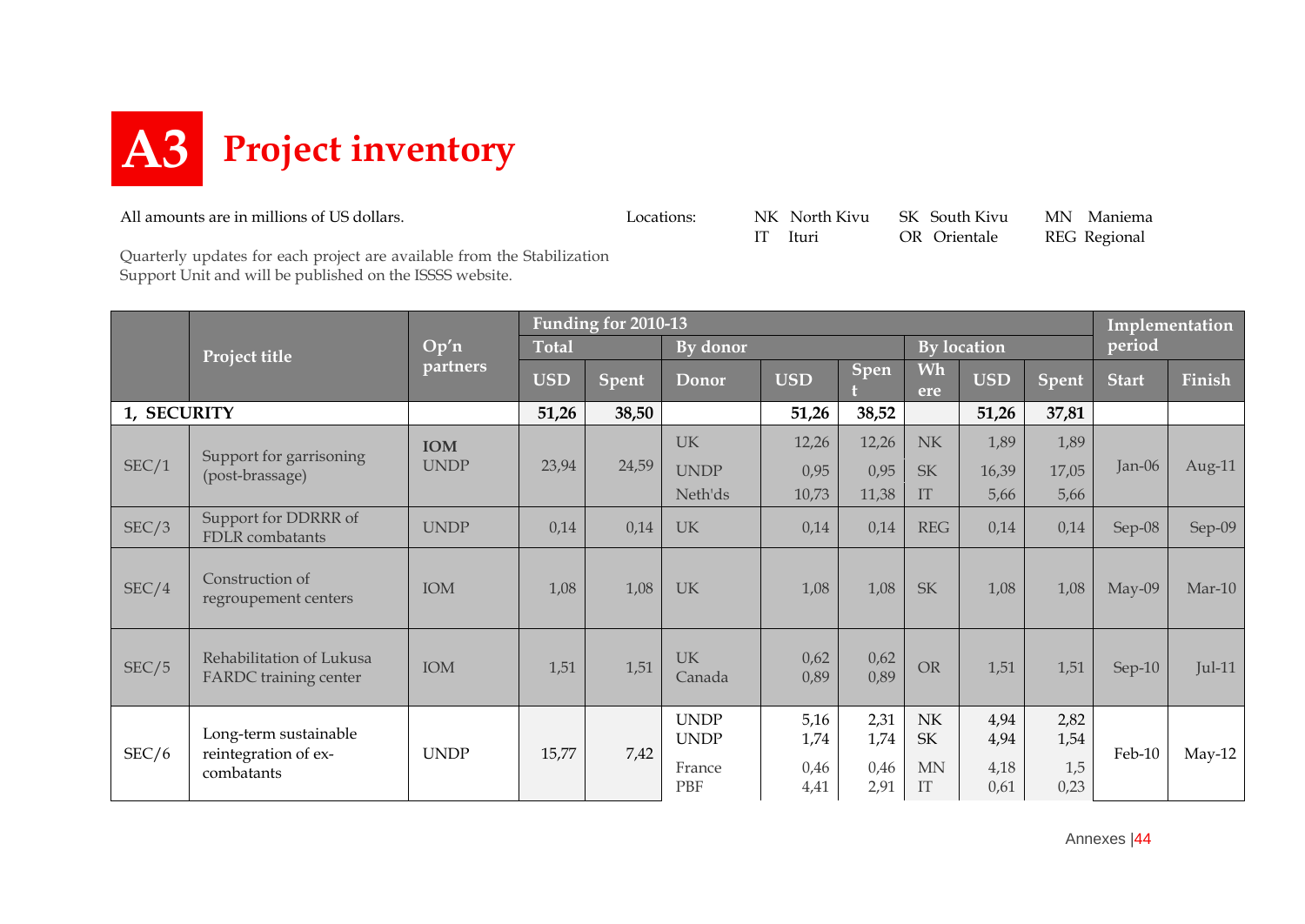# A3 Project inventory

All amounts are in millions of US dollars.

Quarterly updates for each project are available from the Stabilization Support Unit and will be published on the ISSSS website.

Locations:

| | | | | | |
|---|---|---|---|---|---|
| NK | North Kivu | SK | South Kivu | MN | Maniema |
| IT | Ituri | OR | Orientale | REG | Regional |

| | Project title | Op'n partners | Funding for 2010-13 | | | | | | | | Implementation period | |
|---|---|---|---|---|---|---|---|---|---|---|---|---|
| | | | Total | | By donor | | | By location | | | | |
| | | | USD | Spent | Donor | USD | Spent | Where | USD | Spent | Start | Finish |
| **1, SECURITY** | | | **51,26** | **38,50** | | **51,26** | **38,52** | | **51,26** | **37,81** | | |
| SEC/1 | Support for garrisoning (post-brassage) | **IOM** UNDP | 23,94 | 24,59 | UK<br>UNDP<br>Neth'ds | 12,26<br>0,95<br>10,73 | 12,26<br>0,95<br>11,38 | NK<br>SK<br>IT | 1,89<br>16,39<br>5,66 | 1,89<br>17,05<br>5,66 | Jan-06 | Aug-11 |
| SEC/3 | Support for DDRRR of FDLR combatants | UNDP | 0,14 | 0,14 | UK | 0,14 | 0,14 | REG | 0,14 | 0,14 | Sep-08 | Sep-09 |
| SEC/4 | Construction of regroupement centers | IOM | 1,08 | 1,08 | UK | 1,08 | 1,08 | SK | 1,08 | 1,08 | May-09 | Mar-10 |
| SEC/5 | Rehabilitation of Lukusa FARDC training center | IOM | 1,51 | 1,51 | UK<br>Canada | 0,62<br>0,89 | 0,62<br>0,89 | OR | 1,51 | 1,51 | Sep-10 | Jul-11 |
| SEC/6 | Long-term sustainable reintegration of ex-combatants | UNDP | 15,77 | 7,42 | UNDP<br>UNDP<br>France<br>PBF | 5,16<br>1,74<br>0,46<br>4,41 | 2,31<br>1,74<br>0,46<br>2,91 | NK<br>SK<br>MN<br>IT | 4,94<br>4,94<br>4,18<br>0,61 | 2,82<br>1,54<br>1,5<br>0,23 | Feb-10 | May-12 |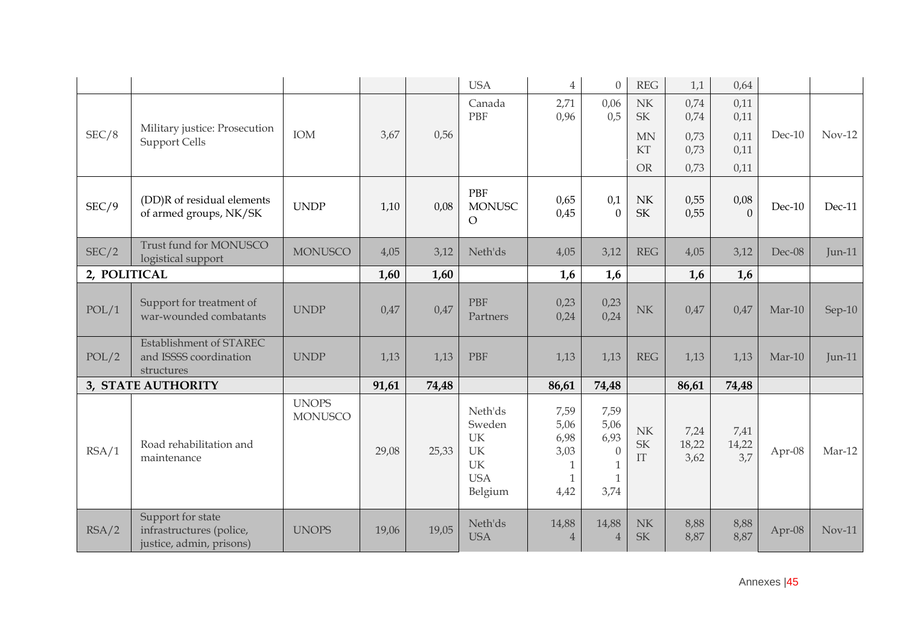| | | | | | USA | 4 | 0 | REG | 1,1 | 0,64 | | |
|---|---|---|---|---|---|---|---|---|---|---|---|---|
| SEC/8 | Military justice: Prosecution Support Cells | IOM | 3,67 | 0,56 | Canada<br>PBF | 2,71<br>0,96 | 0,06<br>0,5 | NK<br>SK<br>MN<br>KT<br>OR | 0,74<br>0,74<br>0,73<br>0,73<br>0,73 | 0,11<br>0,11<br>0,11<br>0,11<br>0,11 | Dec-10 | Nov-12 |
| SEC/9 | (DD)R of residual elements of armed groups, NK/SK | UNDP | 1,10 | 0,08 | PBF<br>MONUSCO | 0,65<br>0,45 | 0,1<br>0 | NK<br>SK | 0,55<br>0,55 | 0,08<br>0 | Dec-10 | Dec-11 |
| SEC/2 | Trust fund for MONUSCO logistical support | MONUSCO | 4,05 | 3,12 | Neth'ds | 4,05 | 3,12 | REG | 4,05 | 3,12 | Dec-08 | Jun-11 |
| **2, POLITICAL** | | | **1,60** | **1,60** | | **1,6** | **1,6** | | **1,6** | **1,6** | | |
| POL/1 | Support for treatment of war-wounded combatants | UNDP | 0,47 | 0,47 | PBF<br>Partners | 0,23<br>0,24 | 0,23<br>0,24 | NK | 0,47 | 0,47 | Mar-10 | Sep-10 |
| POL/2 | Establishment of STAREC and ISSSS coordination structures | UNDP | 1,13 | 1,13 | PBF | 1,13 | 1,13 | REG | 1,13 | 1,13 | Mar-10 | Jun-11 |
| **3, STATE AUTHORITY** | | | **91,61** | **74,48** | | **86,61** | **74,48** | | **86,61** | **74,48** | | |
| RSA/1 | Road rehabilitation and maintenance | UNOPS<br>MONUSCO | 29,08 | 25,33 | Neth'ds<br>Sweden<br>UK<br>UK<br>UK<br>USA<br>Belgium | 7,59<br>5,06<br>6,98<br>3,03<br>1<br>1<br>4,42 | 7,59<br>5,06<br>6,93<br>0<br>1<br>1<br>3,74 | NK<br>SK<br>IT | 7,24<br>18,22<br>3,62 | 7,41<br>14,22<br>3,7 | Apr-08 | Mar-12 |
| RSA/2 | Support for state infrastructures (police, justice, admin, prisons) | UNOPS | 19,06 | 19,05 | Neth'ds<br>USA | 14,88<br>4 | 14,88<br>4 | NK<br>SK | 8,88<br>8,87 | 8,88<br>8,87 | Apr-08 | Nov-11 |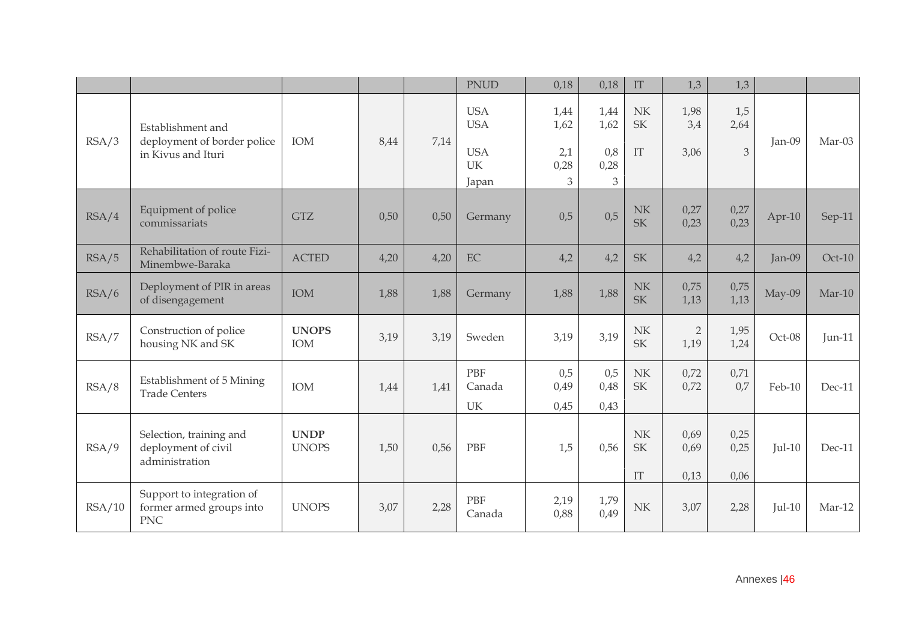| | | | | | | | | | | | | |
|---|---|---|---|---|---|---|---|---|---|---|---|---|
| | | | | | PNUD | 0,18 | 0,18 | IT | 1,3 | 1,3 | | |
| RSA/3 | Establishment and deployment of border police in Kivus and Ituri | IOM | 8,44 | 7,14 | USA<br>USA<br>USA<br>UK<br>Japan | 1,44<br>1,62<br>2,1<br>0,28<br>3 | 1,44<br>1,62<br>0,8<br>0,28<br>3 | NK<br>SK<br>IT | 1,98<br>3,4<br>3,06 | 1,5<br>2,64<br>3 | Jan-09 | Mar-03 |
| RSA/4 | Equipment of police commissariats | GTZ | 0,50 | 0,50 | Germany | 0,5 | 0,5 | NK<br>SK | 0,27<br>0,23 | 0,27<br>0,23 | Apr-10 | Sep-11 |
| RSA/5 | Rehabilitation of route Fizi-Minembwe-Baraka | ACTED | 4,20 | 4,20 | EC | 4,2 | 4,2 | SK | 4,2 | 4,2 | Jan-09 | Oct-10 |
| RSA/6 | Deployment of PIR in areas of disengagement | IOM | 1,88 | 1,88 | Germany | 1,88 | 1,88 | NK<br>SK | 0,75<br>1,13 | 0,75<br>1,13 | May-09 | Mar-10 |
| RSA/7 | Construction of police housing NK and SK | **UNOPS**<br>IOM | 3,19 | 3,19 | Sweden | 3,19 | 3,19 | NK<br>SK | 2<br>1,19 | 1,95<br>1,24 | Oct-08 | Jun-11 |
| RSA/8 | Establishment of 5 Mining Trade Centers | IOM | 1,44 | 1,41 | PBF<br>Canada<br>UK | 0,5<br>0,49<br>0,45 | 0,5<br>0,48<br>0,43 | NK<br>SK | 0,72<br>0,72 | 0,71<br>0,7 | Feb-10 | Dec-11 |
| RSA/9 | Selection, training and deployment of civil administration | **UNDP**<br>UNOPS | 1,50 | 0,56 | PBF | 1,5 | 0,56 | NK<br>SK<br>IT | 0,69<br>0,69<br>0,13 | 0,25<br>0,25<br>0,06 | Jul-10 | Dec-11 |
| RSA/10 | Support to integration of former armed groups into PNC | UNOPS | 3,07 | 2,28 | PBF<br>Canada | 2,19<br>0,88 | 1,79<br>0,49 | NK | 3,07 | 2,28 | Jul-10 | Mar-12 |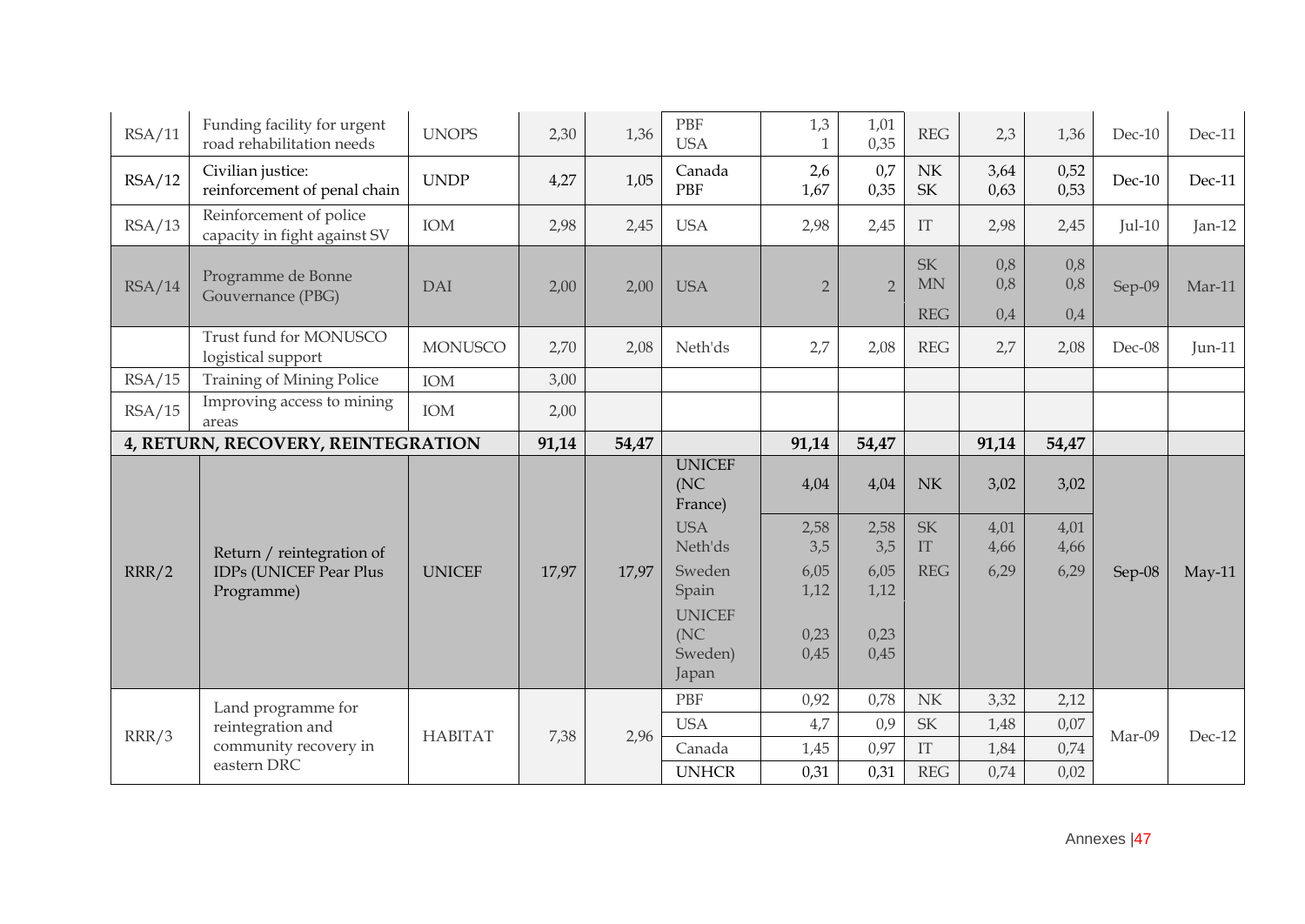| RSA/11 | Funding facility for urgent road rehabilitation needs | UNOPS | 2,30 | 1,36 | PBF<br>USA | 1,3<br>1 | 1,01<br>0,35 | REG | 2,3 | 1,36 | Dec-10 | Dec-11 |
|---|---|---|---|---|---|---|---|---|---|---|---|---|
| RSA/12 | Civilian justice: reinforcement of penal chain | UNDP | 4,27 | 1,05 | Canada<br>PBF | 2,6<br>1,67 | 0,7<br>0,35 | NK<br>SK | 3,64<br>0,63 | 0,52<br>0,53 | Dec-10 | Dec-11 |
| RSA/13 | Reinforcement of police capacity in fight against SV | IOM | 2,98 | 2,45 | USA | 2,98 | 2,45 | IT | 2,98 | 2,45 | Jul-10 | Jan-12 |
| RSA/14 | Programme de Bonne Gouvernance (PBG) | DAI | 2,00 | 2,00 | USA | 2 | 2 | SK<br>MN<br>REG | 0,8<br>0,8<br>0,4 | 0,8<br>0,8<br>0,4 | Sep-09 | Mar-11 |
| | Trust fund for MONUSCO logistical support | MONUSCO | 2,70 | 2,08 | Neth'ds | 2,7 | 2,08 | REG | 2,7 | 2,08 | Dec-08 | Jun-11 |
| RSA/15 | Training of Mining Police | IOM | 3,00 | | | | | | | | | |
| RSA/15 | Improving access to mining areas | IOM | 2,00 | | | | | | | | | |
| **4, RETURN, RECOVERY, REINTEGRATION** | | | **91,14** | **54,47** | | **91,14** | **54,47** | | **91,14** | **54,47** | | |
| RRR/2 | Return / reintegration of IDPs (UNICEF Pear Plus Programme) | UNICEF | 17,97 | 17,97 | UNICEF (NC France)<br>USA<br>Neth'ds<br>Sweden<br>Spain<br>UNICEF (NC Sweden)<br>Japan | 4,04<br>2,58<br>3,5<br>6,05<br>1,12<br>0,23<br>0,45 | 4,04<br>2,58<br>3,5<br>6,05<br>1,12<br>0,23<br>0,45 | NK<br>SK<br>IT<br>REG | 3,02<br>4,01<br>4,66<br>6,29 | 3,02<br>4,01<br>4,66<br>6,29 | Sep-08 | May-11 |
| RRR/3 | Land programme for reintegration and community recovery in eastern DRC | HABITAT | 7,38 | 2,96 | PBF<br>USA<br>Canada<br>UNHCR | 0,92<br>4,7<br>1,45<br>0,31 | 0,78<br>0,9<br>0,97<br>0,31 | NK<br>SK<br>IT<br>REG | 3,32<br>1,48<br>1,84<br>0,74 | 2,12<br>0,07<br>0,74<br>0,02 | Mar-09 | Dec-12 |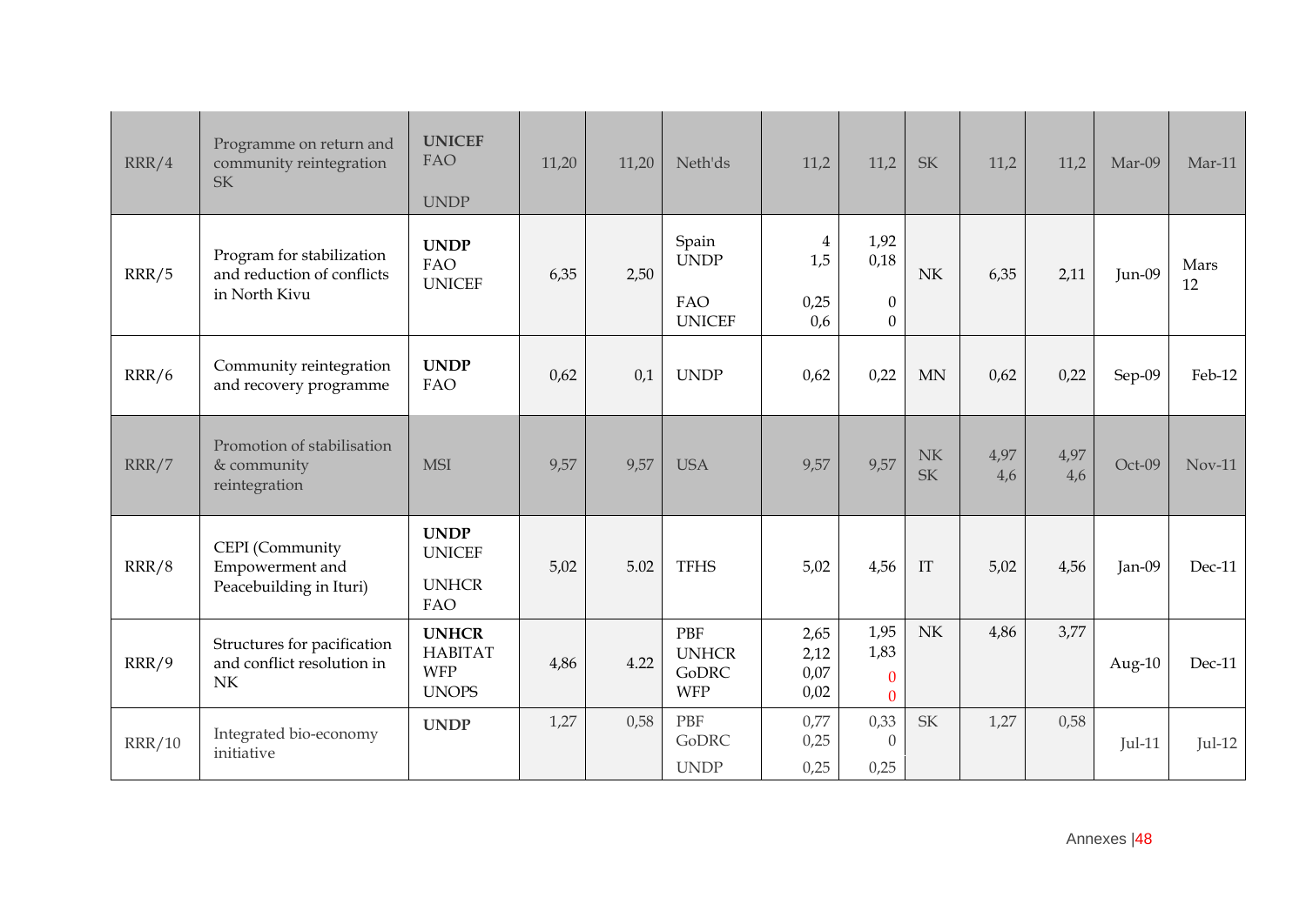| RRR/4 | Programme on return and community reintegration SK | **UNICEF** FAO UNDP | 11,20 | 11,20 | Neth'ds | 11,2 | 11,2 | SK | 11,2 | 11,2 | Mar-09 | Mar-11 |
|---|---|---|---|---|---|---|---|---|---|---|---|---|
| RRR/5 | Program for stabilization and reduction of conflicts in North Kivu | **UNDP** FAO UNICEF | 6,35 | 2,50 | Spain UNDP FAO UNICEF | 4 1,5 0,25 0,6 | 1,92 0,18 0 0 | NK | 6,35 | 2,11 | Jun-09 | Mars 12 |
| RRR/6 | Community reintegration and recovery programme | **UNDP** FAO | 0,62 | 0,1 | UNDP | 0,62 | 0,22 | MN | 0,62 | 0,22 | Sep-09 | Feb-12 |
| RRR/7 | Promotion of stabilisation & community reintegration | MSI | 9,57 | 9,57 | USA | 9,57 | 9,57 | NK SK | 4,97 4,6 | 4,97 4,6 | Oct-09 | Nov-11 |
| RRR/8 | CEPI (Community Empowerment and Peacebuilding in Ituri) | **UNDP** UNICEF UNHCR FAO | 5,02 | 5.02 | TFHS | 5,02 | 4,56 | IT | 5,02 | 4,56 | Jan-09 | Dec-11 |
| RRR/9 | Structures for pacification and conflict resolution in NK | **UNHCR** HABITAT WFP UNOPS | 4,86 | 4.22 | PBF UNHCR GoDRC WFP | 2,65 2,12 0,07 0,02 | 1,95 1,83 0 0 | NK | 4,86 | 3,77 | Aug-10 | Dec-11 |
| RRR/10 | Integrated bio-economy initiative | **UNDP** | 1,27 | 0,58 | PBF GoDRC UNDP | 0,77 0,25 0,25 | 0,33 0 0,25 | SK | 1,27 | 0,58 | Jul-11 | Jul-12 |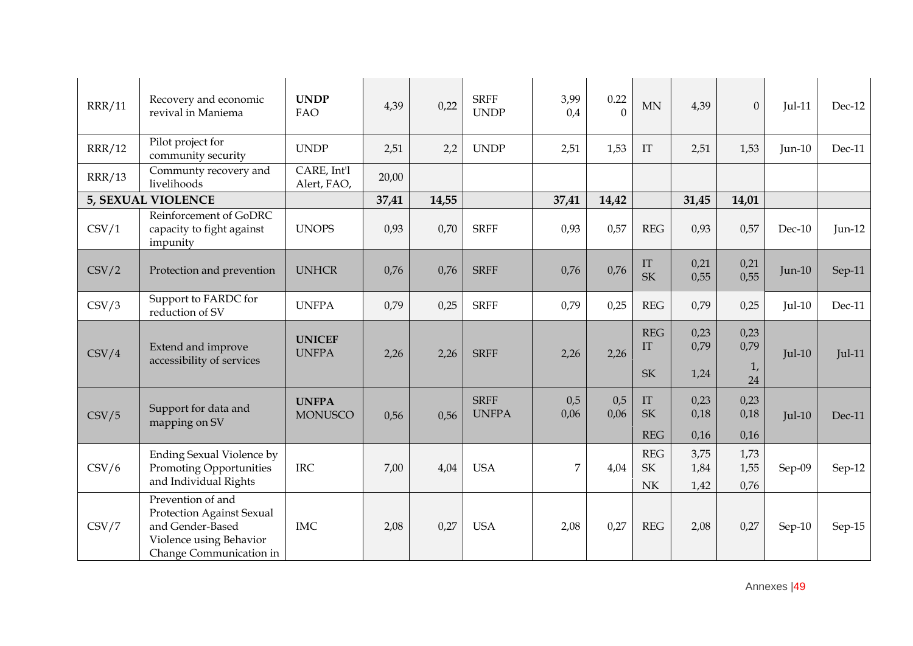| | | | | | | | | | | | | |
|---|---|---|---|---|---|---|---|---|---|---|---|---|
| RRR/11 | Recovery and economic revival in Maniema | **UNDP** FAO | 4,39 | 0,22 | SRFF UNDP | 3,99 0,4 | 0.22 0 | MN | 4,39 | 0 | Jul-11 | Dec-12 |
| RRR/12 | Pilot project for community security | UNDP | 2,51 | 2,2 | UNDP | 2,51 | 1,53 | IT | 2,51 | 1,53 | Jun-10 | Dec-11 |
| RRR/13 | Communty recovery and livelihoods | CARE, Int'l Alert, FAO, | 20,00 | | | | | | | | | |
| **5, SEXUAL VIOLENCE** | | | **37,41** | **14,55** | | **37,41** | **14,42** | | **31,45** | **14,01** | | |
| CSV/1 | Reinforcement of GoDRC capacity to fight against impunity | UNOPS | 0,93 | 0,70 | SRFF | 0,93 | 0,57 | REG | 0,93 | 0,57 | Dec-10 | Jun-12 |
| CSV/2 | Protection and prevention | UNHCR | 0,76 | 0,76 | SRFF | 0,76 | 0,76 | IT SK | 0,21 0,55 | 0,21 0,55 | Jun-10 | Sep-11 |
| CSV/3 | Support to FARDC for reduction of SV | UNFPA | 0,79 | 0,25 | SRFF | 0,79 | 0,25 | REG | 0,79 | 0,25 | Jul-10 | Dec-11 |
| CSV/4 | Extend and improve accessibility of services | **UNICEF** **UNFPA** | 2,26 | 2,26 | SRFF | 2,26 | 2,26 | REG IT SK | 0,23 0,79 1,24 | 0,23 0,79 1, 24 | Jul-10 | Jul-11 |
| CSV/5 | Support for data and mapping on SV | **UNFPA** MONUSCO | 0,56 | 0,56 | SRFF UNFPA | 0,5 0,06 | 0,5 0,06 | IT SK REG | 0,23 0,18 0,16 | 0,23 0,18 0,16 | Jul-10 | Dec-11 |
| CSV/6 | Ending Sexual Violence by Promoting Opportunities and Individual Rights | IRC | 7,00 | 4,04 | USA | 7 | 4,04 | REG SK NK | 3,75 1,84 1,42 | 1,73 1,55 0,76 | Sep-09 | Sep-12 |
| CSV/7 | Prevention of and Protection Against Sexual and Gender-Based Violence using Behavior Change Communication in | IMC | 2,08 | 0,27 | USA | 2,08 | 0,27 | REG | 2,08 | 0,27 | Sep-10 | Sep-15 |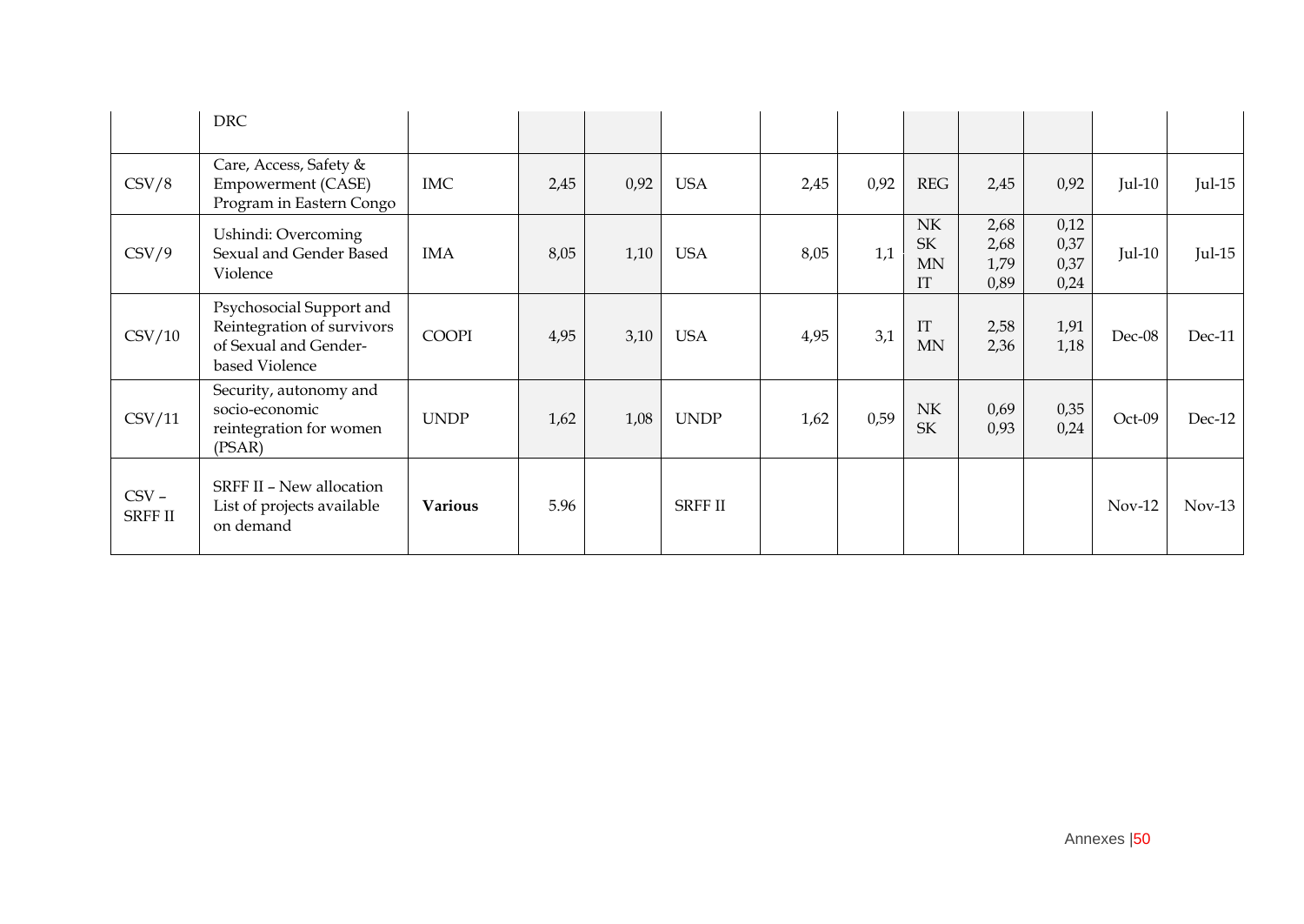| | DRC | | | | | | | | | | | |
|---|---|---|---|---|---|---|---|---|---|---|---|---|
| CSV/8 | Care, Access, Safety & Empowerment (CASE) Program in Eastern Congo | IMC | 2,45 | 0,92 | USA | 2,45 | 0,92 | REG | 2,45 | 0,92 | Jul-10 | Jul-15 |
| CSV/9 | Ushindi: Overcoming Sexual and Gender Based Violence | IMA | 8,05 | 1,10 | USA | 8,05 | 1,1 | NK<br>SK<br>MN<br>IT | 2,68<br>2,68<br>1,79<br>0,89 | 0,12<br>0,37<br>0,37<br>0,24 | Jul-10 | Jul-15 |
| CSV/10 | Psychosocial Support and Reintegration of survivors of Sexual and Gender-based Violence | COOPI | 4,95 | 3,10 | USA | 4,95 | 3,1 | IT<br>MN | 2,58<br>2,36 | 1,91<br>1,18 | Dec-08 | Dec-11 |
| CSV/11 | Security, autonomy and socio-economic reintegration for women (PSAR) | UNDP | 1,62 | 1,08 | UNDP | 1,62 | 0,59 | NK<br>SK | 0,69<br>0,93 | 0,35<br>0,24 | Oct-09 | Dec-12 |
| CSV – SRFF II | SRFF II – New allocation List of projects available on demand | **Various** | 5.96 | | SRFF II | | | | | | Nov-12 | Nov-13 |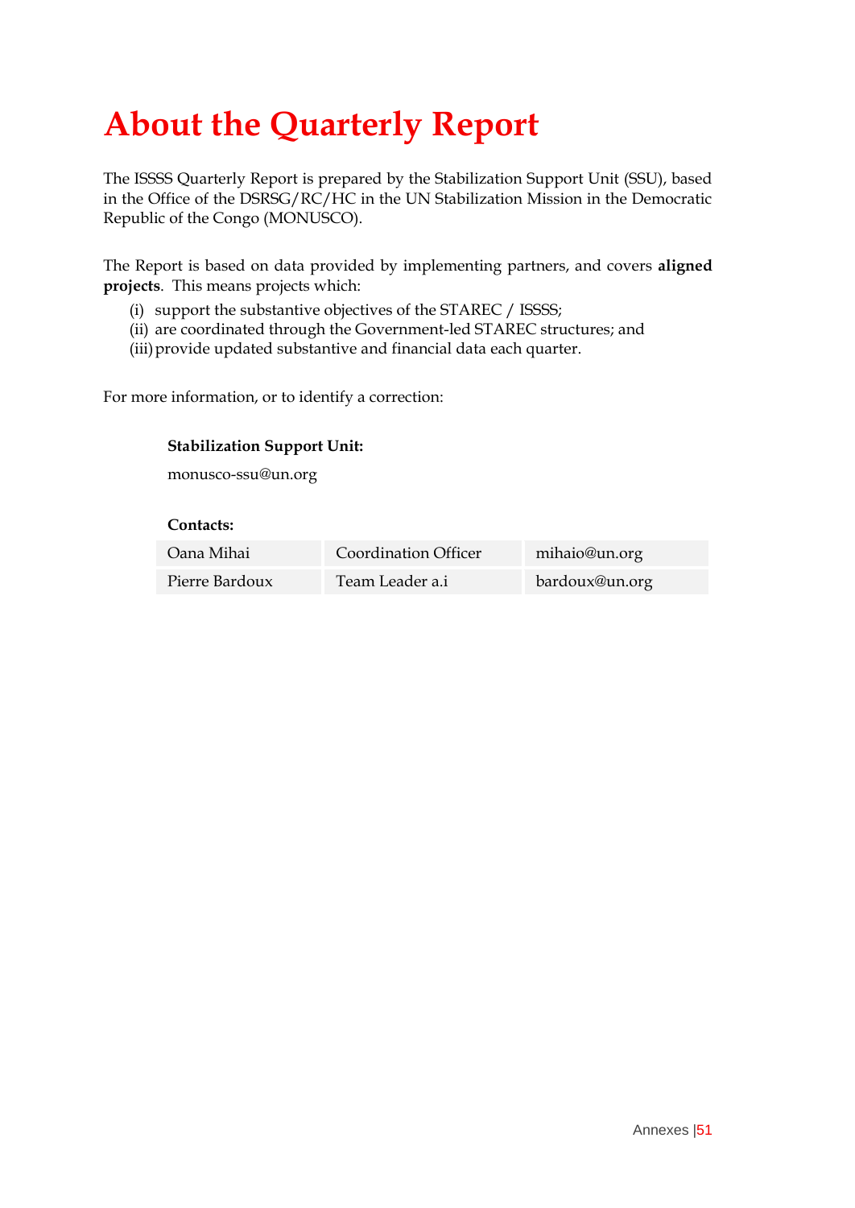# About the Quarterly Report

The ISSSS Quarterly Report is prepared by the Stabilization Support Unit (SSU), based in the Office of the DSRSG/RC/HC in the UN Stabilization Mission in the Democratic Republic of the Congo (MONUSCO).

The Report is based on data provided by implementing partners, and covers **aligned projects**. This means projects which:

(i) support the substantive objectives of the STAREC / ISSSS;
(ii) are coordinated through the Government-led STAREC structures; and
(iii) provide updated substantive and financial data each quarter.

For more information, or to identify a correction:

**Stabilization Support Unit:**

monusco-ssu@un.org

**Contacts:**

| | | |
|---|---|---|
| Oana Mihai | Coordination Officer | mihaio@un.org |
| Pierre Bardoux | Team Leader a.i | bardoux@un.org |